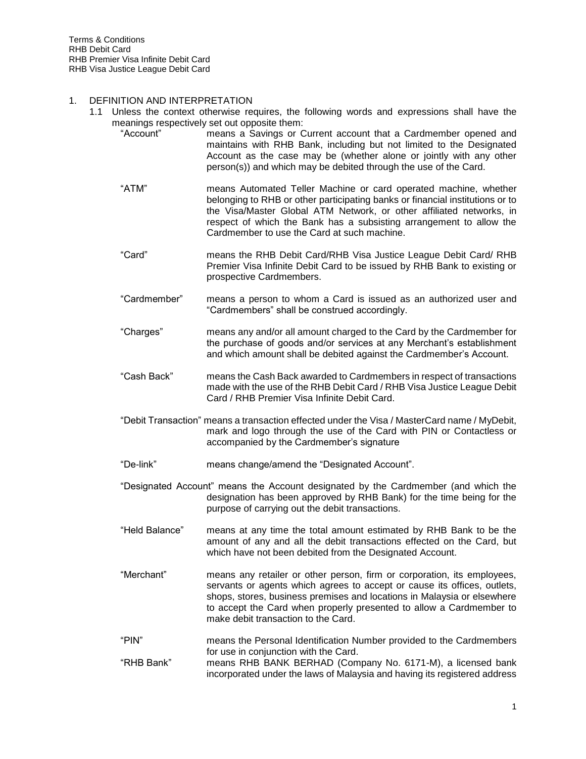Terms & Conditions
RHB Debit Card
RHB Premier Visa Infinite Debit Card
RHB Visa Justice League Debit Card

1. DEFINITION AND INTERPRETATION

   1.1 Unless the context otherwise requires, the following words and expressions shall have the meanings respectively set out opposite them:

| | |
|---|---|
| "Account" | means a Savings or Current account that a Cardmember opened and maintains with RHB Bank, including but not limited to the Designated Account as the case may be (whether alone or jointly with any other person(s)) and which may be debited through the use of the Card. |
| "ATM" | means Automated Teller Machine or card operated machine, whether belonging to RHB or other participating banks or financial institutions or to the Visa/Master Global ATM Network, or other affiliated networks, in respect of which the Bank has a subsisting arrangement to allow the Cardmember to use the Card at such machine. |
| "Card" | means the RHB Debit Card/RHB Visa Justice League Debit Card/ RHB Premier Visa Infinite Debit Card to be issued by RHB Bank to existing or prospective Cardmembers. |
| "Cardmember" | means a person to whom a Card is issued as an authorized user and "Cardmembers" shall be construed accordingly. |
| "Charges" | means any and/or all amount charged to the Card by the Cardmember for the purchase of goods and/or services at any Merchant's establishment and which amount shall be debited against the Cardmember's Account. |
| "Cash Back" | means the Cash Back awarded to Cardmembers in respect of transactions made with the use of the RHB Debit Card / RHB Visa Justice League Debit Card / RHB Premier Visa Infinite Debit Card. |
| "Debit Transaction" | means a transaction effected under the Visa / MasterCard name / MyDebit, mark and logo through the use of the Card with PIN or Contactless or accompanied by the Cardmember's signature |
| "De-link" | means change/amend the "Designated Account". |
| "Designated Account" | means the Account designated by the Cardmember (and which the designation has been approved by RHB Bank) for the time being for the purpose of carrying out the debit transactions. |
| "Held Balance" | means at any time the total amount estimated by RHB Bank to be the amount of any and all the debit transactions effected on the Card, but which have not been debited from the Designated Account. |
| "Merchant" | means any retailer or other person, firm or corporation, its employees, servants or agents which agrees to accept or cause its offices, outlets, shops, stores, business premises and locations in Malaysia or elsewhere to accept the Card when properly presented to allow a Cardmember to make debit transaction to the Card. |
| "PIN" | means the Personal Identification Number provided to the Cardmembers for use in conjunction with the Card. |
| "RHB Bank" | means RHB BANK BERHAD (Company No. 6171-M), a licensed bank incorporated under the laws of Malaysia and having its registered address |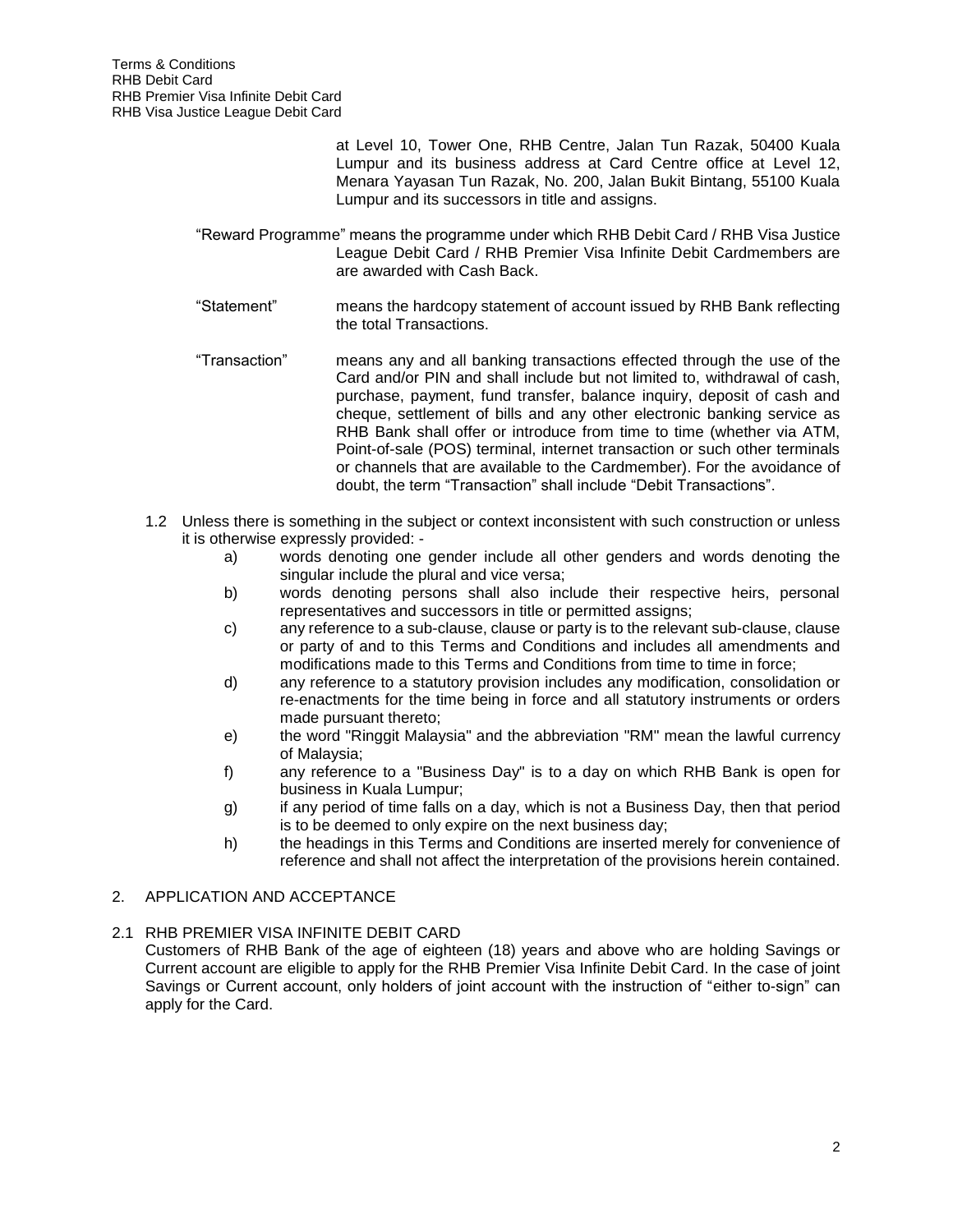at Level 10, Tower One, RHB Centre, Jalan Tun Razak, 50400 Kuala Lumpur and its business address at Card Centre office at Level 12, Menara Yayasan Tun Razak, No. 200, Jalan Bukit Bintang, 55100 Kuala Lumpur and its successors in title and assigns.

"Reward Programme" means the programme under which RHB Debit Card / RHB Visa Justice League Debit Card / RHB Premier Visa Infinite Debit Cardmembers are are awarded with Cash Back.

"Statement" means the hardcopy statement of account issued by RHB Bank reflecting the total Transactions.

"Transaction" means any and all banking transactions effected through the use of the Card and/or PIN and shall include but not limited to, withdrawal of cash, purchase, payment, fund transfer, balance inquiry, deposit of cash and cheque, settlement of bills and any other electronic banking service as RHB Bank shall offer or introduce from time to time (whether via ATM, Point-of-sale (POS) terminal, internet transaction or such other terminals or channels that are available to the Cardmember). For the avoidance of doubt, the term "Transaction" shall include "Debit Transactions".

1.2 Unless there is something in the subject or context inconsistent with such construction or unless it is otherwise expressly provided: -

a) words denoting one gender include all other genders and words denoting the singular include the plural and vice versa;

b) words denoting persons shall also include their respective heirs, personal representatives and successors in title or permitted assigns;

c) any reference to a sub-clause, clause or party is to the relevant sub-clause, clause or party of and to this Terms and Conditions and includes all amendments and modifications made to this Terms and Conditions from time to time in force;

d) any reference to a statutory provision includes any modification, consolidation or re-enactments for the time being in force and all statutory instruments or orders made pursuant thereto;

e) the word "Ringgit Malaysia" and the abbreviation "RM" mean the lawful currency of Malaysia;

f) any reference to a "Business Day" is to a day on which RHB Bank is open for business in Kuala Lumpur;

g) if any period of time falls on a day, which is not a Business Day, then that period is to be deemed to only expire on the next business day;

h) the headings in this Terms and Conditions are inserted merely for convenience of reference and shall not affect the interpretation of the provisions herein contained.

## 2. APPLICATION AND ACCEPTANCE

### 2.1 RHB PREMIER VISA INFINITE DEBIT CARD

Customers of RHB Bank of the age of eighteen (18) years and above who are holding Savings or Current account are eligible to apply for the RHB Premier Visa Infinite Debit Card. In the case of joint Savings or Current account, only holders of joint account with the instruction of "either to-sign" can apply for the Card.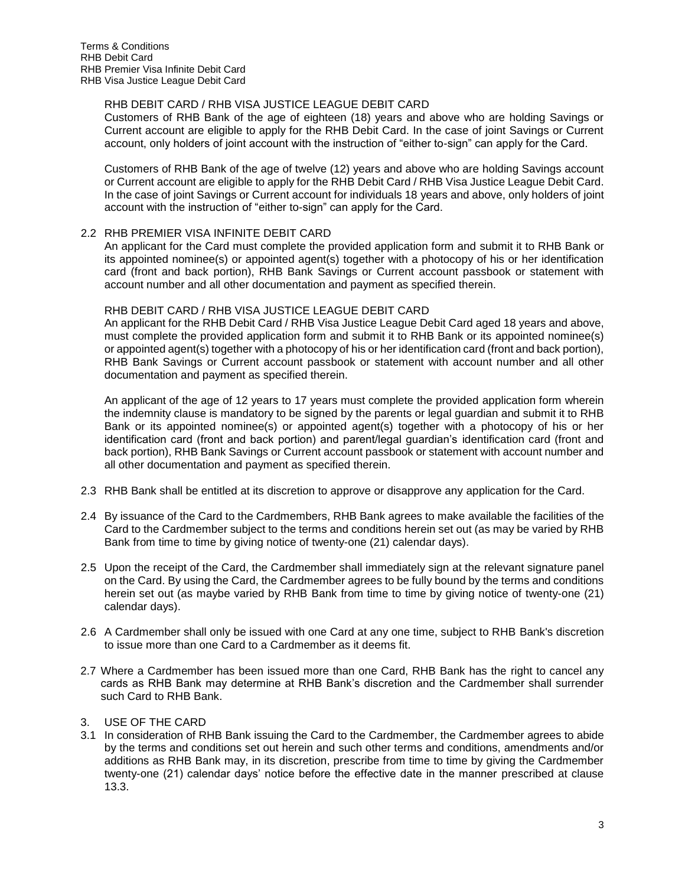RHB DEBIT CARD / RHB VISA JUSTICE LEAGUE DEBIT CARD

Customers of RHB Bank of the age of eighteen (18) years and above who are holding Savings or Current account are eligible to apply for the RHB Debit Card. In the case of joint Savings or Current account, only holders of joint account with the instruction of "either to-sign" can apply for the Card.

Customers of RHB Bank of the age of twelve (12) years and above who are holding Savings account or Current account are eligible to apply for the RHB Debit Card / RHB Visa Justice League Debit Card. In the case of joint Savings or Current account for individuals 18 years and above, only holders of joint account with the instruction of "either to-sign" can apply for the Card.

2.2 RHB PREMIER VISA INFINITE DEBIT CARD

An applicant for the Card must complete the provided application form and submit it to RHB Bank or its appointed nominee(s) or appointed agent(s) together with a photocopy of his or her identification card (front and back portion), RHB Bank Savings or Current account passbook or statement with account number and all other documentation and payment as specified therein.

RHB DEBIT CARD / RHB VISA JUSTICE LEAGUE DEBIT CARD

An applicant for the RHB Debit Card / RHB Visa Justice League Debit Card aged 18 years and above, must complete the provided application form and submit it to RHB Bank or its appointed nominee(s) or appointed agent(s) together with a photocopy of his or her identification card (front and back portion), RHB Bank Savings or Current account passbook or statement with account number and all other documentation and payment as specified therein.

An applicant of the age of 12 years to 17 years must complete the provided application form wherein the indemnity clause is mandatory to be signed by the parents or legal guardian and submit it to RHB Bank or its appointed nominee(s) or appointed agent(s) together with a photocopy of his or her identification card (front and back portion) and parent/legal guardian's identification card (front and back portion), RHB Bank Savings or Current account passbook or statement with account number and all other documentation and payment as specified therein.

2.3 RHB Bank shall be entitled at its discretion to approve or disapprove any application for the Card.

2.4 By issuance of the Card to the Cardmembers, RHB Bank agrees to make available the facilities of the Card to the Cardmember subject to the terms and conditions herein set out (as may be varied by RHB Bank from time to time by giving notice of twenty-one (21) calendar days).

2.5 Upon the receipt of the Card, the Cardmember shall immediately sign at the relevant signature panel on the Card. By using the Card, the Cardmember agrees to be fully bound by the terms and conditions herein set out (as maybe varied by RHB Bank from time to time by giving notice of twenty-one (21) calendar days).

2.6 A Cardmember shall only be issued with one Card at any one time, subject to RHB Bank's discretion to issue more than one Card to a Cardmember as it deems fit.

2.7 Where a Cardmember has been issued more than one Card, RHB Bank has the right to cancel any cards as RHB Bank may determine at RHB Bank's discretion and the Cardmember shall surrender such Card to RHB Bank.

## 3. USE OF THE CARD

3.1 In consideration of RHB Bank issuing the Card to the Cardmember, the Cardmember agrees to abide by the terms and conditions set out herein and such other terms and conditions, amendments and/or additions as RHB Bank may, in its discretion, prescribe from time to time by giving the Cardmember twenty-one (21) calendar days' notice before the effective date in the manner prescribed at clause 13.3.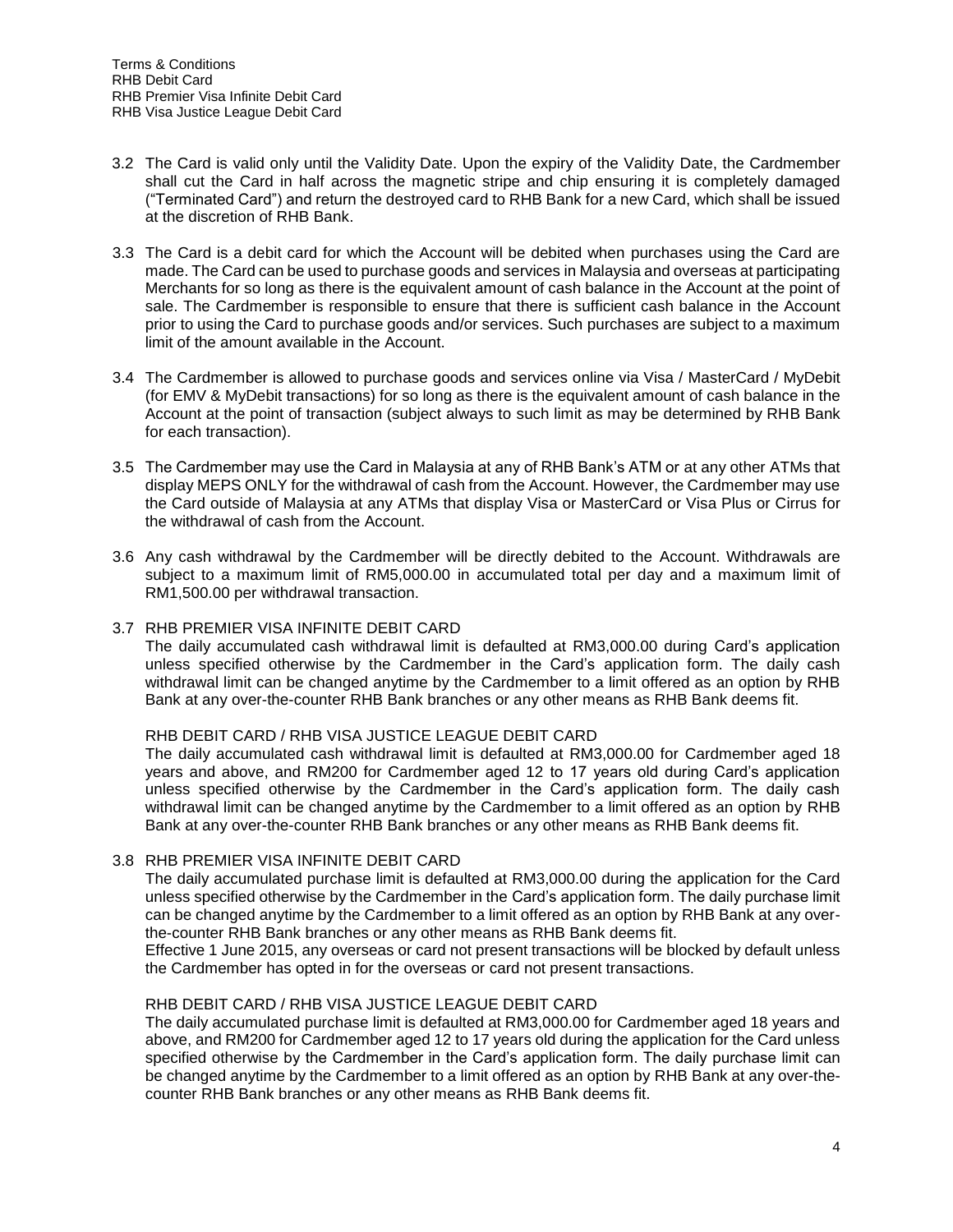3.2 The Card is valid only until the Validity Date. Upon the expiry of the Validity Date, the Cardmember shall cut the Card in half across the magnetic stripe and chip ensuring it is completely damaged ("Terminated Card") and return the destroyed card to RHB Bank for a new Card, which shall be issued at the discretion of RHB Bank.

3.3 The Card is a debit card for which the Account will be debited when purchases using the Card are made. The Card can be used to purchase goods and services in Malaysia and overseas at participating Merchants for so long as there is the equivalent amount of cash balance in the Account at the point of sale. The Cardmember is responsible to ensure that there is sufficient cash balance in the Account prior to using the Card to purchase goods and/or services. Such purchases are subject to a maximum limit of the amount available in the Account.

3.4 The Cardmember is allowed to purchase goods and services online via Visa / MasterCard / MyDebit (for EMV & MyDebit transactions) for so long as there is the equivalent amount of cash balance in the Account at the point of transaction (subject always to such limit as may be determined by RHB Bank for each transaction).

3.5 The Cardmember may use the Card in Malaysia at any of RHB Bank's ATM or at any other ATMs that display MEPS ONLY for the withdrawal of cash from the Account. However, the Cardmember may use the Card outside of Malaysia at any ATMs that display Visa or MasterCard or Visa Plus or Cirrus for the withdrawal of cash from the Account.

3.6 Any cash withdrawal by the Cardmember will be directly debited to the Account. Withdrawals are subject to a maximum limit of RM5,000.00 in accumulated total per day and a maximum limit of RM1,500.00 per withdrawal transaction.

3.7 RHB PREMIER VISA INFINITE DEBIT CARD

The daily accumulated cash withdrawal limit is defaulted at RM3,000.00 during Card's application unless specified otherwise by the Cardmember in the Card's application form. The daily cash withdrawal limit can be changed anytime by the Cardmember to a limit offered as an option by RHB Bank at any over-the-counter RHB Bank branches or any other means as RHB Bank deems fit.

RHB DEBIT CARD / RHB VISA JUSTICE LEAGUE DEBIT CARD

The daily accumulated cash withdrawal limit is defaulted at RM3,000.00 for Cardmember aged 18 years and above, and RM200 for Cardmember aged 12 to 17 years old during Card's application unless specified otherwise by the Cardmember in the Card's application form. The daily cash withdrawal limit can be changed anytime by the Cardmember to a limit offered as an option by RHB Bank at any over-the-counter RHB Bank branches or any other means as RHB Bank deems fit.

3.8 RHB PREMIER VISA INFINITE DEBIT CARD

The daily accumulated purchase limit is defaulted at RM3,000.00 during the application for the Card unless specified otherwise by the Cardmember in the Card's application form. The daily purchase limit can be changed anytime by the Cardmember to a limit offered as an option by RHB Bank at any over-the-counter RHB Bank branches or any other means as RHB Bank deems fit.

Effective 1 June 2015, any overseas or card not present transactions will be blocked by default unless the Cardmember has opted in for the overseas or card not present transactions.

RHB DEBIT CARD / RHB VISA JUSTICE LEAGUE DEBIT CARD

The daily accumulated purchase limit is defaulted at RM3,000.00 for Cardmember aged 18 years and above, and RM200 for Cardmember aged 12 to 17 years old during the application for the Card unless specified otherwise by the Cardmember in the Card's application form. The daily purchase limit can be changed anytime by the Cardmember to a limit offered as an option by RHB Bank at any over-the-counter RHB Bank branches or any other means as RHB Bank deems fit.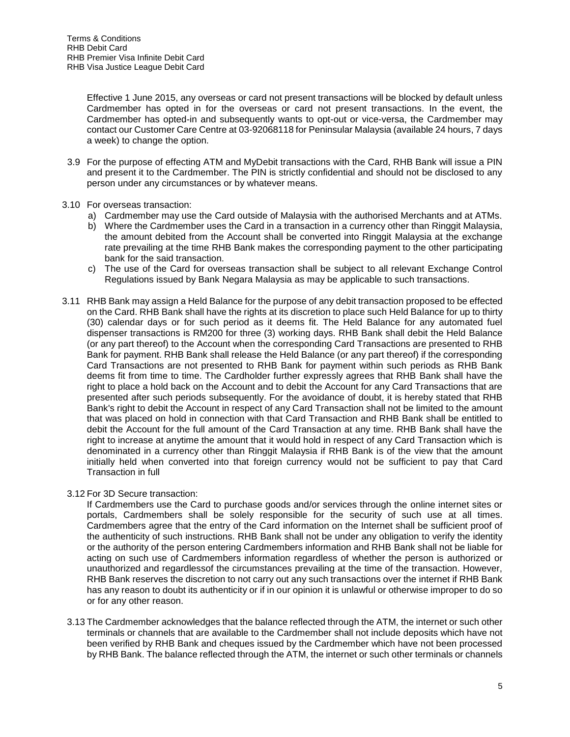Effective 1 June 2015, any overseas or card not present transactions will be blocked by default unless Cardmember has opted in for the overseas or card not present transactions. In the event, the Cardmember has opted-in and subsequently wants to opt-out or vice-versa, the Cardmember may contact our Customer Care Centre at 03-92068118 for Peninsular Malaysia (available 24 hours, 7 days a week) to change the option.

3.9 For the purpose of effecting ATM and MyDebit transactions with the Card, RHB Bank will issue a PIN and present it to the Cardmember. The PIN is strictly confidential and should not be disclosed to any person under any circumstances or by whatever means.

3.10 For overseas transaction:

a) Cardmember may use the Card outside of Malaysia with the authorised Merchants and at ATMs.

b) Where the Cardmember uses the Card in a transaction in a currency other than Ringgit Malaysia, the amount debited from the Account shall be converted into Ringgit Malaysia at the exchange rate prevailing at the time RHB Bank makes the corresponding payment to the other participating bank for the said transaction.

c) The use of the Card for overseas transaction shall be subject to all relevant Exchange Control Regulations issued by Bank Negara Malaysia as may be applicable to such transactions.

3.11 RHB Bank may assign a Held Balance for the purpose of any debit transaction proposed to be effected on the Card. RHB Bank shall have the rights at its discretion to place such Held Balance for up to thirty (30) calendar days or for such period as it deems fit. The Held Balance for any automated fuel dispenser transactions is RM200 for three (3) working days. RHB Bank shall debit the Held Balance (or any part thereof) to the Account when the corresponding Card Transactions are presented to RHB Bank for payment. RHB Bank shall release the Held Balance (or any part thereof) if the corresponding Card Transactions are not presented to RHB Bank for payment within such periods as RHB Bank deems fit from time to time. The Cardholder further expressly agrees that RHB Bank shall have the right to place a hold back on the Account and to debit the Account for any Card Transactions that are presented after such periods subsequently. For the avoidance of doubt, it is hereby stated that RHB Bank's right to debit the Account in respect of any Card Transaction shall not be limited to the amount that was placed on hold in connection with that Card Transaction and RHB Bank shall be entitled to debit the Account for the full amount of the Card Transaction at any time. RHB Bank shall have the right to increase at anytime the amount that it would hold in respect of any Card Transaction which is denominated in a currency other than Ringgit Malaysia if RHB Bank is of the view that the amount initially held when converted into that foreign currency would not be sufficient to pay that Card Transaction in full

3.12 For 3D Secure transaction:

If Cardmembers use the Card to purchase goods and/or services through the online internet sites or portals, Cardmembers shall be solely responsible for the security of such use at all times. Cardmembers agree that the entry of the Card information on the Internet shall be sufficient proof of the authenticity of such instructions. RHB Bank shall not be under any obligation to verify the identity or the authority of the person entering Cardmembers information and RHB Bank shall not be liable for acting on such use of Cardmembers information regardless of whether the person is authorized or unauthorized and regardlessof the circumstances prevailing at the time of the transaction. However, RHB Bank reserves the discretion to not carry out any such transactions over the internet if RHB Bank has any reason to doubt its authenticity or if in our opinion it is unlawful or otherwise improper to do so or for any other reason.

3.13 The Cardmember acknowledges that the balance reflected through the ATM, the internet or such other terminals or channels that are available to the Cardmember shall not include deposits which have not been verified by RHB Bank and cheques issued by the Cardmember which have not been processed by RHB Bank. The balance reflected through the ATM, the internet or such other terminals or channels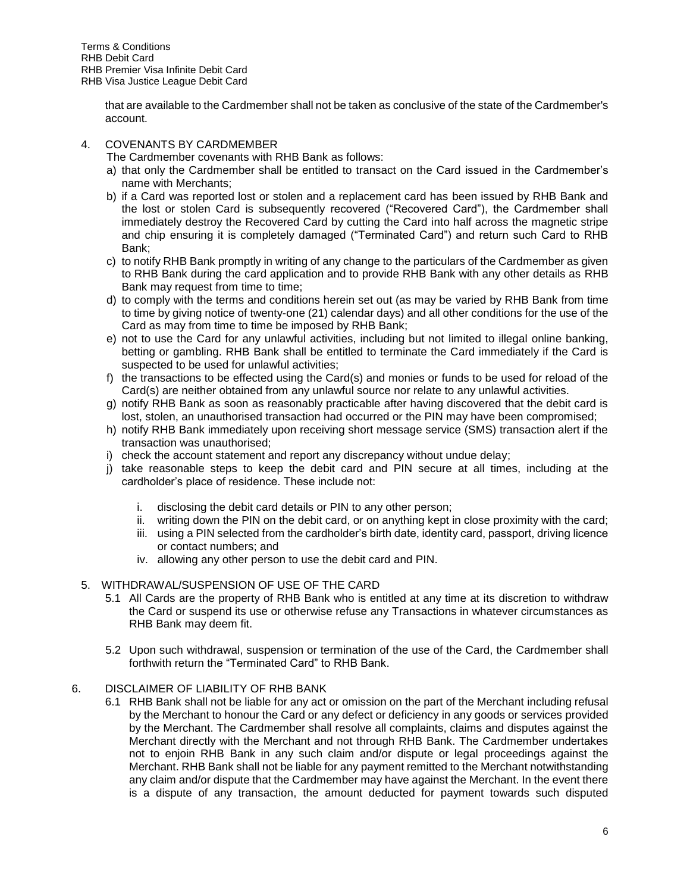that are available to the Cardmember shall not be taken as conclusive of the state of the Cardmember's account.

4. COVENANTS BY CARDMEMBER

The Cardmember covenants with RHB Bank as follows:

a) that only the Cardmember shall be entitled to transact on the Card issued in the Cardmember's name with Merchants;
b) if a Card was reported lost or stolen and a replacement card has been issued by RHB Bank and the lost or stolen Card is subsequently recovered ("Recovered Card"), the Cardmember shall immediately destroy the Recovered Card by cutting the Card into half across the magnetic stripe and chip ensuring it is completely damaged ("Terminated Card") and return such Card to RHB Bank;
c) to notify RHB Bank promptly in writing of any change to the particulars of the Cardmember as given to RHB Bank during the card application and to provide RHB Bank with any other details as RHB Bank may request from time to time;
d) to comply with the terms and conditions herein set out (as may be varied by RHB Bank from time to time by giving notice of twenty-one (21) calendar days) and all other conditions for the use of the Card as may from time to time be imposed by RHB Bank;
e) not to use the Card for any unlawful activities, including but not limited to illegal online banking, betting or gambling. RHB Bank shall be entitled to terminate the Card immediately if the Card is suspected to be used for unlawful activities;
f) the transactions to be effected using the Card(s) and monies or funds to be used for reload of the Card(s) are neither obtained from any unlawful source nor relate to any unlawful activities.
g) notify RHB Bank as soon as reasonably practicable after having discovered that the debit card is lost, stolen, an unauthorised transaction had occurred or the PIN may have been compromised;
h) notify RHB Bank immediately upon receiving short message service (SMS) transaction alert if the transaction was unauthorised;
i) check the account statement and report any discrepancy without undue delay;
j) take reasonable steps to keep the debit card and PIN secure at all times, including at the cardholder's place of residence. These include not:
    i. disclosing the debit card details or PIN to any other person;
    ii. writing down the PIN on the debit card, or on anything kept in close proximity with the card;
    iii. using a PIN selected from the cardholder's birth date, identity card, passport, driving licence or contact numbers; and
    iv. allowing any other person to use the debit card and PIN.

5. WITHDRAWAL/SUSPENSION OF USE OF THE CARD

5.1 All Cards are the property of RHB Bank who is entitled at any time at its discretion to withdraw the Card or suspend its use or otherwise refuse any Transactions in whatever circumstances as RHB Bank may deem fit.

5.2 Upon such withdrawal, suspension or termination of the use of the Card, the Cardmember shall forthwith return the "Terminated Card" to RHB Bank.

6. DISCLAIMER OF LIABILITY OF RHB BANK

6.1 RHB Bank shall not be liable for any act or omission on the part of the Merchant including refusal by the Merchant to honour the Card or any defect or deficiency in any goods or services provided by the Merchant. The Cardmember shall resolve all complaints, claims and disputes against the Merchant directly with the Merchant and not through RHB Bank. The Cardmember undertakes not to enjoin RHB Bank in any such claim and/or dispute or legal proceedings against the Merchant. RHB Bank shall not be liable for any payment remitted to the Merchant notwithstanding any claim and/or dispute that the Cardmember may have against the Merchant. In the event there is a dispute of any transaction, the amount deducted for payment towards such disputed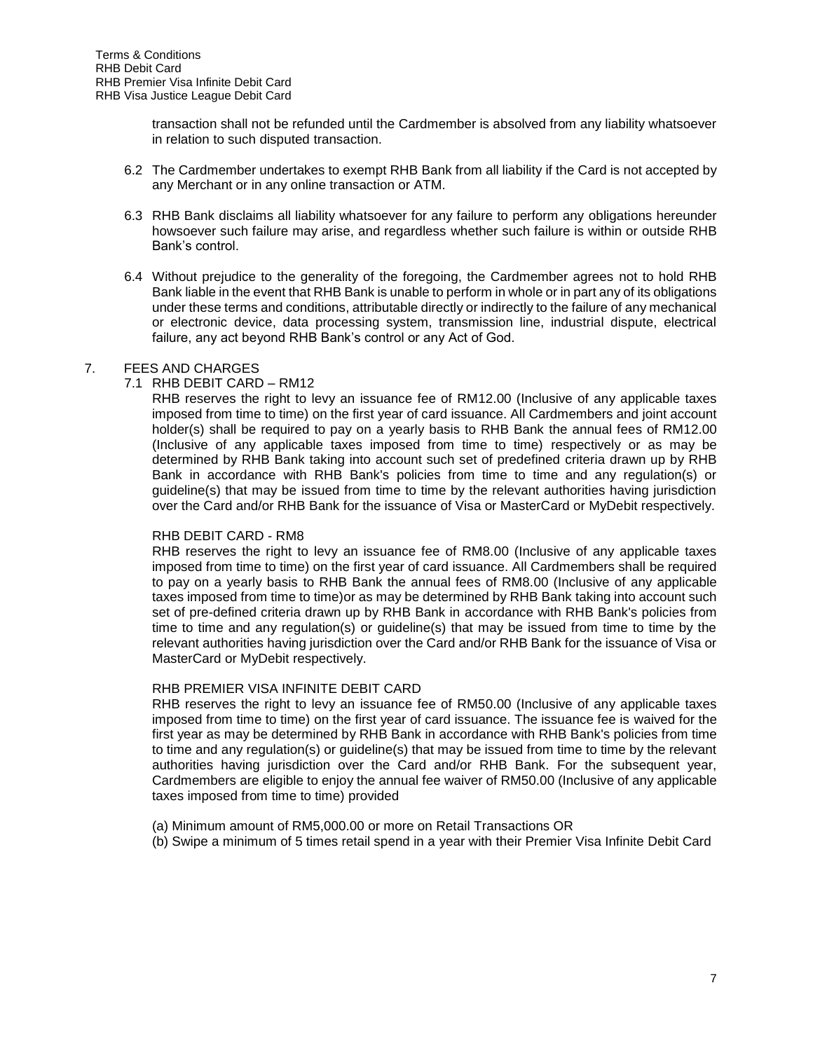transaction shall not be refunded until the Cardmember is absolved from any liability whatsoever in relation to such disputed transaction.

6.2 The Cardmember undertakes to exempt RHB Bank from all liability if the Card is not accepted by any Merchant or in any online transaction or ATM.

6.3 RHB Bank disclaims all liability whatsoever for any failure to perform any obligations hereunder howsoever such failure may arise, and regardless whether such failure is within or outside RHB Bank's control.

6.4 Without prejudice to the generality of the foregoing, the Cardmember agrees not to hold RHB Bank liable in the event that RHB Bank is unable to perform in whole or in part any of its obligations under these terms and conditions, attributable directly or indirectly to the failure of any mechanical or electronic device, data processing system, transmission line, industrial dispute, electrical failure, any act beyond RHB Bank's control or any Act of God.

## 7. FEES AND CHARGES

### 7.1 RHB DEBIT CARD – RM12

RHB reserves the right to levy an issuance fee of RM12.00 (Inclusive of any applicable taxes imposed from time to time) on the first year of card issuance. All Cardmembers and joint account holder(s) shall be required to pay on a yearly basis to RHB Bank the annual fees of RM12.00 (Inclusive of any applicable taxes imposed from time to time) respectively or as may be determined by RHB Bank taking into account such set of predefined criteria drawn up by RHB Bank in accordance with RHB Bank's policies from time to time and any regulation(s) or guideline(s) that may be issued from time to time by the relevant authorities having jurisdiction over the Card and/or RHB Bank for the issuance of Visa or MasterCard or MyDebit respectively.

### RHB DEBIT CARD - RM8

RHB reserves the right to levy an issuance fee of RM8.00 (Inclusive of any applicable taxes imposed from time to time) on the first year of card issuance. All Cardmembers shall be required to pay on a yearly basis to RHB Bank the annual fees of RM8.00 (Inclusive of any applicable taxes imposed from time to time)or as may be determined by RHB Bank taking into account such set of pre-defined criteria drawn up by RHB Bank in accordance with RHB Bank's policies from time to time and any regulation(s) or guideline(s) that may be issued from time to time by the relevant authorities having jurisdiction over the Card and/or RHB Bank for the issuance of Visa or MasterCard or MyDebit respectively.

### RHB PREMIER VISA INFINITE DEBIT CARD

RHB reserves the right to levy an issuance fee of RM50.00 (Inclusive of any applicable taxes imposed from time to time) on the first year of card issuance. The issuance fee is waived for the first year as may be determined by RHB Bank in accordance with RHB Bank's policies from time to time and any regulation(s) or guideline(s) that may be issued from time to time by the relevant authorities having jurisdiction over the Card and/or RHB Bank. For the subsequent year, Cardmembers are eligible to enjoy the annual fee waiver of RM50.00 (Inclusive of any applicable taxes imposed from time to time) provided

(a) Minimum amount of RM5,000.00 or more on Retail Transactions OR

(b) Swipe a minimum of 5 times retail spend in a year with their Premier Visa Infinite Debit Card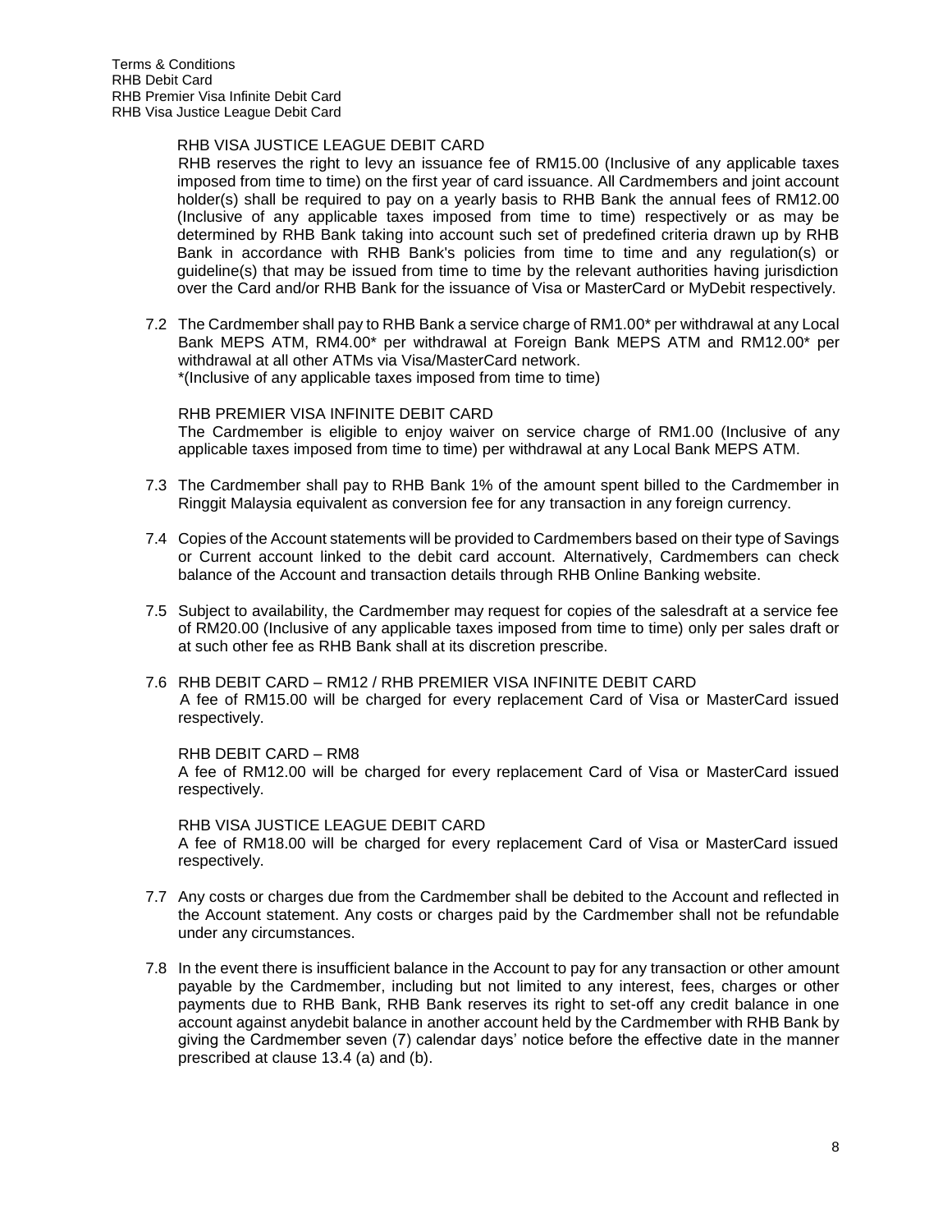RHB VISA JUSTICE LEAGUE DEBIT CARD

RHB reserves the right to levy an issuance fee of RM15.00 (Inclusive of any applicable taxes imposed from time to time) on the first year of card issuance. All Cardmembers and joint account holder(s) shall be required to pay on a yearly basis to RHB Bank the annual fees of RM12.00 (Inclusive of any applicable taxes imposed from time to time) respectively or as may be determined by RHB Bank taking into account such set of predefined criteria drawn up by RHB Bank in accordance with RHB Bank's policies from time to time and any regulation(s) or guideline(s) that may be issued from time to time by the relevant authorities having jurisdiction over the Card and/or RHB Bank for the issuance of Visa or MasterCard or MyDebit respectively.

7.2 The Cardmember shall pay to RHB Bank a service charge of RM1.00* per withdrawal at any Local Bank MEPS ATM, RM4.00* per withdrawal at Foreign Bank MEPS ATM and RM12.00* per withdrawal at all other ATMs via Visa/MasterCard network.
*(Inclusive of any applicable taxes imposed from time to time)

RHB PREMIER VISA INFINITE DEBIT CARD

The Cardmember is eligible to enjoy waiver on service charge of RM1.00 (Inclusive of any applicable taxes imposed from time to time) per withdrawal at any Local Bank MEPS ATM.

7.3 The Cardmember shall pay to RHB Bank 1% of the amount spent billed to the Cardmember in Ringgit Malaysia equivalent as conversion fee for any transaction in any foreign currency.

7.4 Copies of the Account statements will be provided to Cardmembers based on their type of Savings or Current account linked to the debit card account. Alternatively, Cardmembers can check balance of the Account and transaction details through RHB Online Banking website.

7.5 Subject to availability, the Cardmember may request for copies of the salesdraft at a service fee of RM20.00 (Inclusive of any applicable taxes imposed from time to time) only per sales draft or at such other fee as RHB Bank shall at its discretion prescribe.

7.6 RHB DEBIT CARD – RM12 / RHB PREMIER VISA INFINITE DEBIT CARD

A fee of RM15.00 will be charged for every replacement Card of Visa or MasterCard issued respectively.

RHB DEBIT CARD – RM8

A fee of RM12.00 will be charged for every replacement Card of Visa or MasterCard issued respectively.

RHB VISA JUSTICE LEAGUE DEBIT CARD

A fee of RM18.00 will be charged for every replacement Card of Visa or MasterCard issued respectively.

7.7 Any costs or charges due from the Cardmember shall be debited to the Account and reflected in the Account statement. Any costs or charges paid by the Cardmember shall not be refundable under any circumstances.

7.8 In the event there is insufficient balance in the Account to pay for any transaction or other amount payable by the Cardmember, including but not limited to any interest, fees, charges or other payments due to RHB Bank, RHB Bank reserves its right to set-off any credit balance in one account against anydebit balance in another account held by the Cardmember with RHB Bank by giving the Cardmember seven (7) calendar days' notice before the effective date in the manner prescribed at clause 13.4 (a) and (b).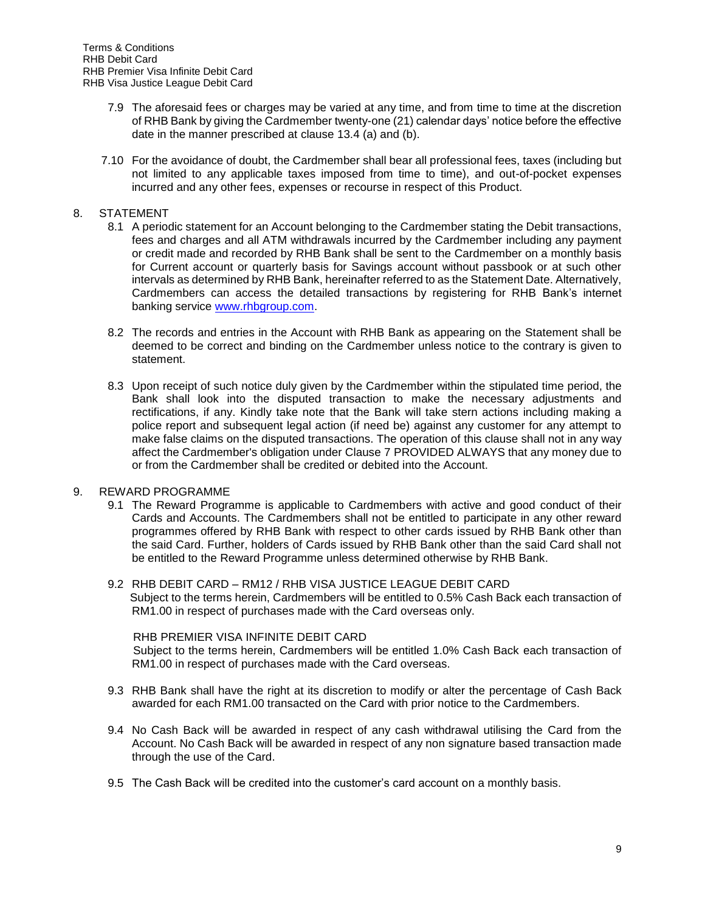7.9 The aforesaid fees or charges may be varied at any time, and from time to time at the discretion of RHB Bank by giving the Cardmember twenty-one (21) calendar days' notice before the effective date in the manner prescribed at clause 13.4 (a) and (b).

7.10 For the avoidance of doubt, the Cardmember shall bear all professional fees, taxes (including but not limited to any applicable taxes imposed from time to time), and out-of-pocket expenses incurred and any other fees, expenses or recourse in respect of this Product.

## 8. STATEMENT

8.1 A periodic statement for an Account belonging to the Cardmember stating the Debit transactions, fees and charges and all ATM withdrawals incurred by the Cardmember including any payment or credit made and recorded by RHB Bank shall be sent to the Cardmember on a monthly basis for Current account or quarterly basis for Savings account without passbook or at such other intervals as determined by RHB Bank, hereinafter referred to as the Statement Date. Alternatively, Cardmembers can access the detailed transactions by registering for RHB Bank's internet banking service www.rhbgroup.com.

8.2 The records and entries in the Account with RHB Bank as appearing on the Statement shall be deemed to be correct and binding on the Cardmember unless notice to the contrary is given to statement.

8.3 Upon receipt of such notice duly given by the Cardmember within the stipulated time period, the Bank shall look into the disputed transaction to make the necessary adjustments and rectifications, if any. Kindly take note that the Bank will take stern actions including making a police report and subsequent legal action (if need be) against any customer for any attempt to make false claims on the disputed transactions. The operation of this clause shall not in any way affect the Cardmember's obligation under Clause 7 PROVIDED ALWAYS that any money due to or from the Cardmember shall be credited or debited into the Account.

## 9. REWARD PROGRAMME

9.1 The Reward Programme is applicable to Cardmembers with active and good conduct of their Cards and Accounts. The Cardmembers shall not be entitled to participate in any other reward programmes offered by RHB Bank with respect to other cards issued by RHB Bank other than the said Card. Further, holders of Cards issued by RHB Bank other than the said Card shall not be entitled to the Reward Programme unless determined otherwise by RHB Bank.

9.2 RHB DEBIT CARD – RM12 / RHB VISA JUSTICE LEAGUE DEBIT CARD
Subject to the terms herein, Cardmembers will be entitled to 0.5% Cash Back each transaction of RM1.00 in respect of purchases made with the Card overseas only.

RHB PREMIER VISA INFINITE DEBIT CARD
Subject to the terms herein, Cardmembers will be entitled 1.0% Cash Back each transaction of RM1.00 in respect of purchases made with the Card overseas.

9.3 RHB Bank shall have the right at its discretion to modify or alter the percentage of Cash Back awarded for each RM1.00 transacted on the Card with prior notice to the Cardmembers.

9.4 No Cash Back will be awarded in respect of any cash withdrawal utilising the Card from the Account. No Cash Back will be awarded in respect of any non signature based transaction made through the use of the Card.

9.5 The Cash Back will be credited into the customer's card account on a monthly basis.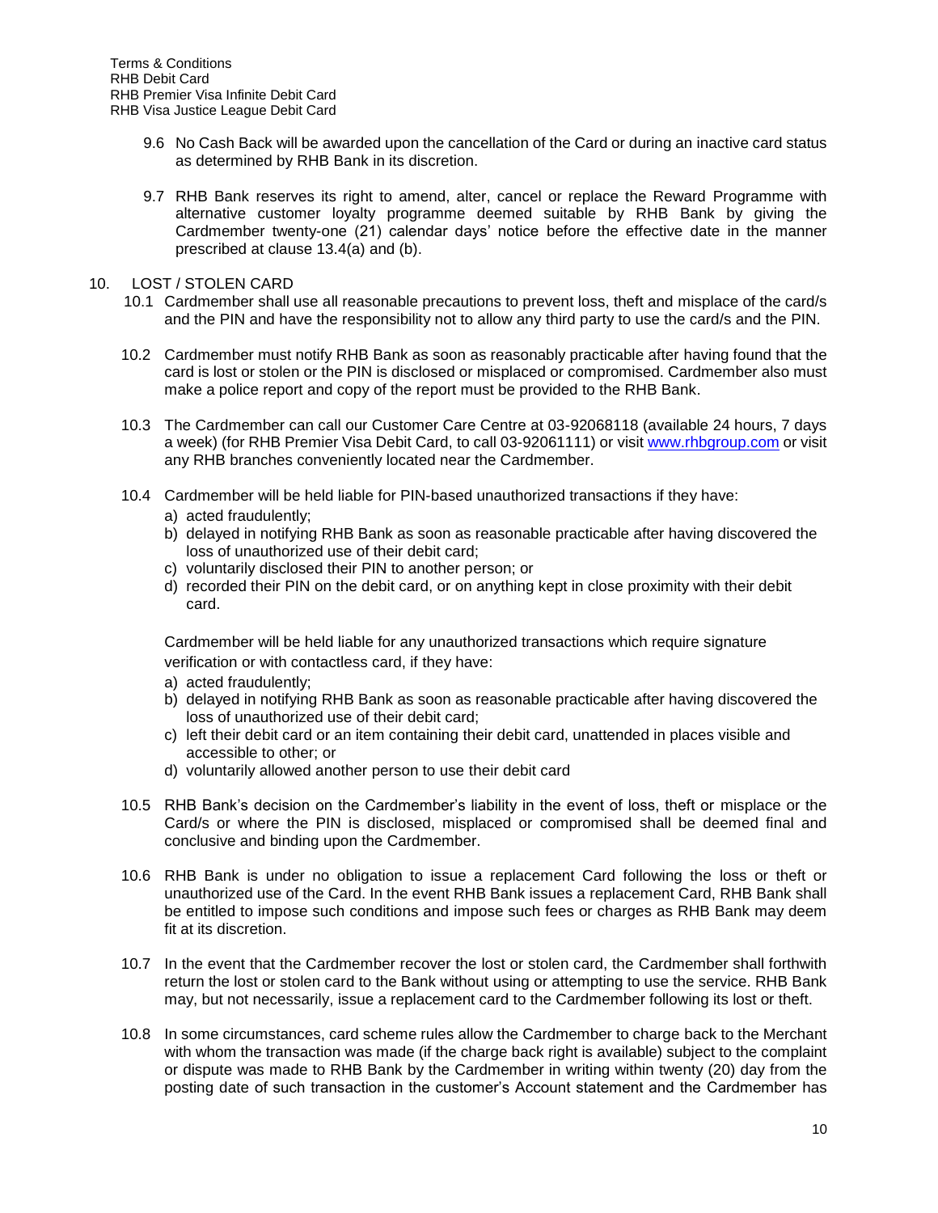9.6 No Cash Back will be awarded upon the cancellation of the Card or during an inactive card status as determined by RHB Bank in its discretion.

9.7 RHB Bank reserves its right to amend, alter, cancel or replace the Reward Programme with alternative customer loyalty programme deemed suitable by RHB Bank by giving the Cardmember twenty-one (21) calendar days' notice before the effective date in the manner prescribed at clause 13.4(a) and (b).

## 10. LOST / STOLEN CARD

10.1 Cardmember shall use all reasonable precautions to prevent loss, theft and misplace of the card/s and the PIN and have the responsibility not to allow any third party to use the card/s and the PIN.

10.2 Cardmember must notify RHB Bank as soon as reasonably practicable after having found that the card is lost or stolen or the PIN is disclosed or misplaced or compromised. Cardmember also must make a police report and copy of the report must be provided to the RHB Bank.

10.3 The Cardmember can call our Customer Care Centre at 03-92068118 (available 24 hours, 7 days a week) (for RHB Premier Visa Debit Card, to call 03-92061111) or visit www.rhbgroup.com or visit any RHB branches conveniently located near the Cardmember.

10.4 Cardmember will be held liable for PIN-based unauthorized transactions if they have:

a) acted fraudulently;
b) delayed in notifying RHB Bank as soon as reasonable practicable after having discovered the loss of unauthorized use of their debit card;
c) voluntarily disclosed their PIN to another person; or
d) recorded their PIN on the debit card, or on anything kept in close proximity with their debit card.

Cardmember will be held liable for any unauthorized transactions which require signature verification or with contactless card, if they have:

a) acted fraudulently;
b) delayed in notifying RHB Bank as soon as reasonable practicable after having discovered the loss of unauthorized use of their debit card;
c) left their debit card or an item containing their debit card, unattended in places visible and accessible to other; or
d) voluntarily allowed another person to use their debit card

10.5 RHB Bank's decision on the Cardmember's liability in the event of loss, theft or misplace or the Card/s or where the PIN is disclosed, misplaced or compromised shall be deemed final and conclusive and binding upon the Cardmember.

10.6 RHB Bank is under no obligation to issue a replacement Card following the loss or theft or unauthorized use of the Card. In the event RHB Bank issues a replacement Card, RHB Bank shall be entitled to impose such conditions and impose such fees or charges as RHB Bank may deem fit at its discretion.

10.7 In the event that the Cardmember recover the lost or stolen card, the Cardmember shall forthwith return the lost or stolen card to the Bank without using or attempting to use the service. RHB Bank may, but not necessarily, issue a replacement card to the Cardmember following its lost or theft.

10.8 In some circumstances, card scheme rules allow the Cardmember to charge back to the Merchant with whom the transaction was made (if the charge back right is available) subject to the complaint or dispute was made to RHB Bank by the Cardmember in writing within twenty (20) day from the posting date of such transaction in the customer's Account statement and the Cardmember has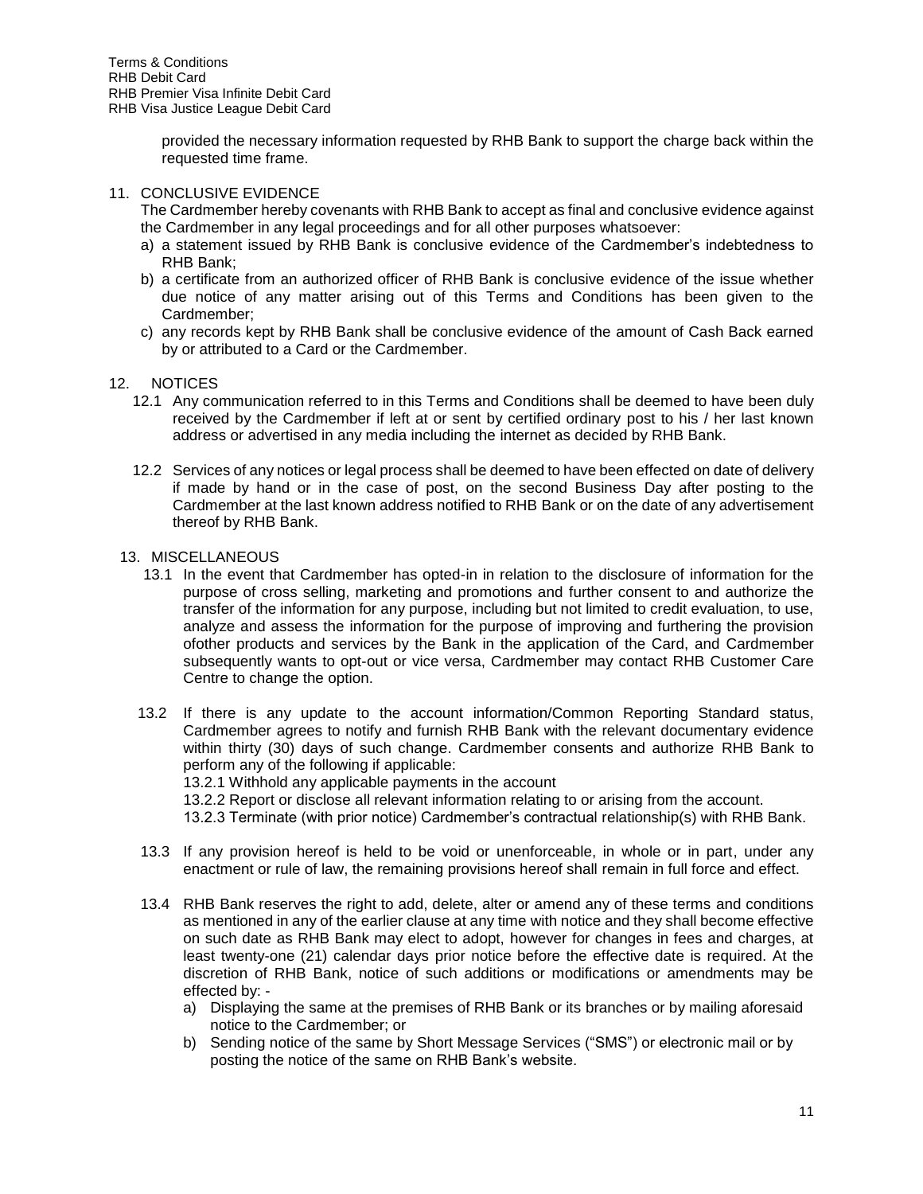provided the necessary information requested by RHB Bank to support the charge back within the requested time frame.

## 11. CONCLUSIVE EVIDENCE

The Cardmember hereby covenants with RHB Bank to accept as final and conclusive evidence against the Cardmember in any legal proceedings and for all other purposes whatsoever:

a) a statement issued by RHB Bank is conclusive evidence of the Cardmember's indebtedness to RHB Bank;

b) a certificate from an authorized officer of RHB Bank is conclusive evidence of the issue whether due notice of any matter arising out of this Terms and Conditions has been given to the Cardmember;

c) any records kept by RHB Bank shall be conclusive evidence of the amount of Cash Back earned by or attributed to a Card or the Cardmember.

## 12. NOTICES

12.1 Any communication referred to in this Terms and Conditions shall be deemed to have been duly received by the Cardmember if left at or sent by certified ordinary post to his / her last known address or advertised in any media including the internet as decided by RHB Bank.

12.2 Services of any notices or legal process shall be deemed to have been effected on date of delivery if made by hand or in the case of post, on the second Business Day after posting to the Cardmember at the last known address notified to RHB Bank or on the date of any advertisement thereof by RHB Bank.

## 13. MISCELLANEOUS

13.1 In the event that Cardmember has opted-in in relation to the disclosure of information for the purpose of cross selling, marketing and promotions and further consent to and authorize the transfer of the information for any purpose, including but not limited to credit evaluation, to use, analyze and assess the information for the purpose of improving and furthering the provision ofother products and services by the Bank in the application of the Card, and Cardmember subsequently wants to opt-out or vice versa, Cardmember may contact RHB Customer Care Centre to change the option.

13.2 If there is any update to the account information/Common Reporting Standard status, Cardmember agrees to notify and furnish RHB Bank with the relevant documentary evidence within thirty (30) days of such change. Cardmember consents and authorize RHB Bank to perform any of the following if applicable:

13.2.1 Withhold any applicable payments in the account

13.2.2 Report or disclose all relevant information relating to or arising from the account.

13.2.3 Terminate (with prior notice) Cardmember's contractual relationship(s) with RHB Bank.

13.3 If any provision hereof is held to be void or unenforceable, in whole or in part, under any enactment or rule of law, the remaining provisions hereof shall remain in full force and effect.

13.4 RHB Bank reserves the right to add, delete, alter or amend any of these terms and conditions as mentioned in any of the earlier clause at any time with notice and they shall become effective on such date as RHB Bank may elect to adopt, however for changes in fees and charges, at least twenty-one (21) calendar days prior notice before the effective date is required. At the discretion of RHB Bank, notice of such additions or modifications or amendments may be effected by: -

a) Displaying the same at the premises of RHB Bank or its branches or by mailing aforesaid notice to the Cardmember; or

b) Sending notice of the same by Short Message Services ("SMS") or electronic mail or by posting the notice of the same on RHB Bank's website.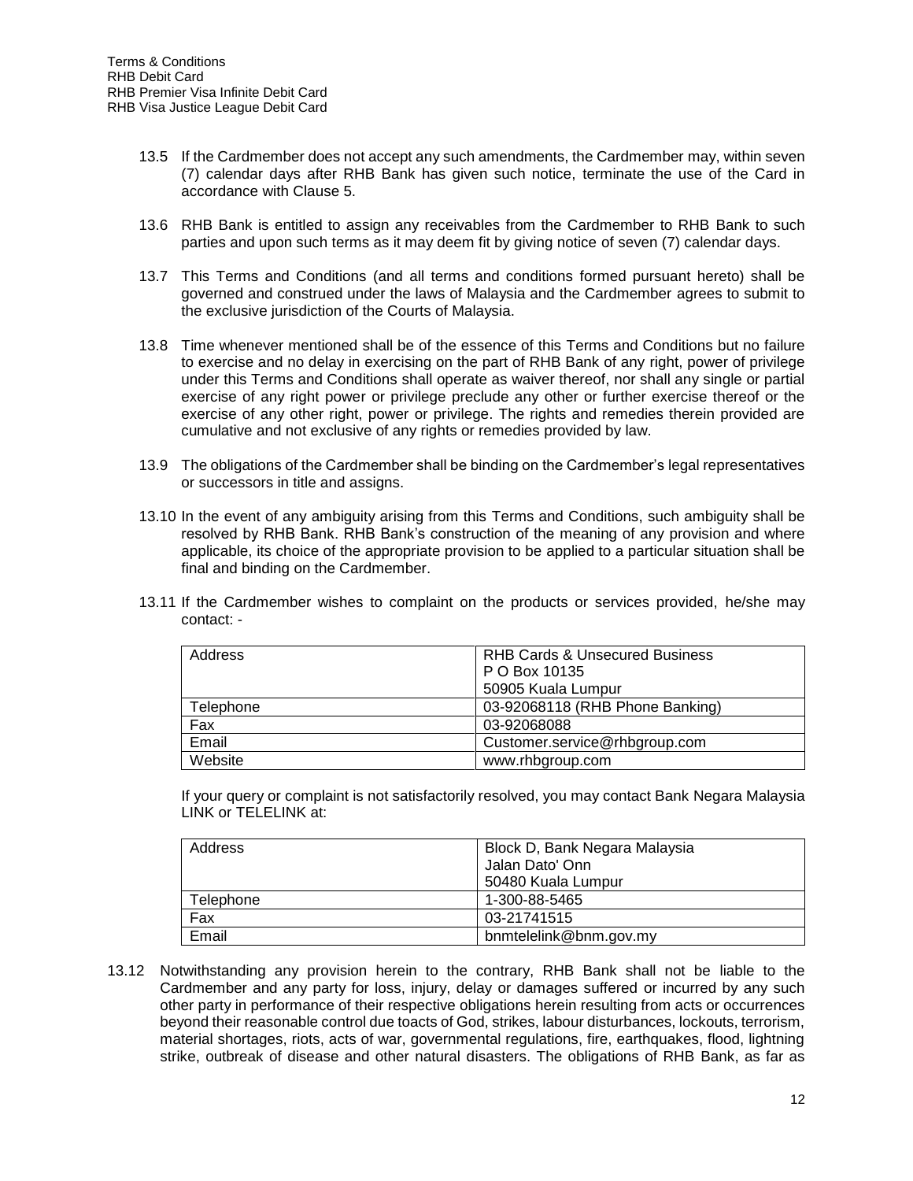13.5 If the Cardmember does not accept any such amendments, the Cardmember may, within seven (7) calendar days after RHB Bank has given such notice, terminate the use of the Card in accordance with Clause 5.

13.6 RHB Bank is entitled to assign any receivables from the Cardmember to RHB Bank to such parties and upon such terms as it may deem fit by giving notice of seven (7) calendar days.

13.7 This Terms and Conditions (and all terms and conditions formed pursuant hereto) shall be governed and construed under the laws of Malaysia and the Cardmember agrees to submit to the exclusive jurisdiction of the Courts of Malaysia.

13.8 Time whenever mentioned shall be of the essence of this Terms and Conditions but no failure to exercise and no delay in exercising on the part of RHB Bank of any right, power of privilege under this Terms and Conditions shall operate as waiver thereof, nor shall any single or partial exercise of any right power or privilege preclude any other or further exercise thereof or the exercise of any other right, power or privilege. The rights and remedies therein provided are cumulative and not exclusive of any rights or remedies provided by law.

13.9 The obligations of the Cardmember shall be binding on the Cardmember's legal representatives or successors in title and assigns.

13.10 In the event of any ambiguity arising from this Terms and Conditions, such ambiguity shall be resolved by RHB Bank. RHB Bank's construction of the meaning of any provision and where applicable, its choice of the appropriate provision to be applied to a particular situation shall be final and binding on the Cardmember.

13.11 If the Cardmember wishes to complaint on the products or services provided, he/she may contact: -

| Address | RHB Cards & Unsecured Business<br>P O Box 10135<br>50905 Kuala Lumpur |
|---|---|
| Telephone | 03-92068118 (RHB Phone Banking) |
| Fax | 03-92068088 |
| Email | Customer.service@rhbgroup.com |
| Website | www.rhbgroup.com |

If your query or complaint is not satisfactorily resolved, you may contact Bank Negara Malaysia LINK or TELELINK at:

| Address | Block D, Bank Negara Malaysia<br>Jalan Dato' Onn<br>50480 Kuala Lumpur |
|---|---|
| Telephone | 1-300-88-5465 |
| Fax | 03-21741515 |
| Email | bnmtelelink@bnm.gov.my |

13.12 Notwithstanding any provision herein to the contrary, RHB Bank shall not be liable to the Cardmember and any party for loss, injury, delay or damages suffered or incurred by any such other party in performance of their respective obligations herein resulting from acts or occurrences beyond their reasonable control due toacts of God, strikes, labour disturbances, lockouts, terrorism, material shortages, riots, acts of war, governmental regulations, fire, earthquakes, flood, lightning strike, outbreak of disease and other natural disasters. The obligations of RHB Bank, as far as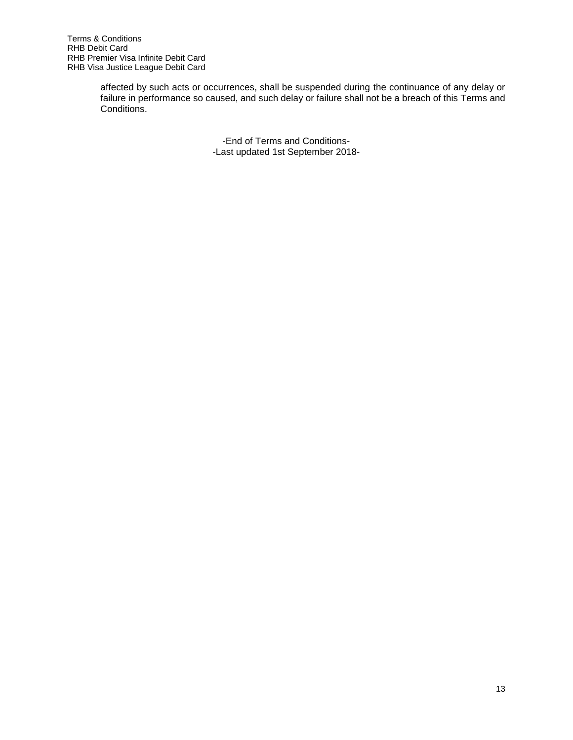affected by such acts or occurrences, shall be suspended during the continuance of any delay or failure in performance so caused, and such delay or failure shall not be a breach of this Terms and Conditions.

-End of Terms and Conditions-
-Last updated 1st September 2018-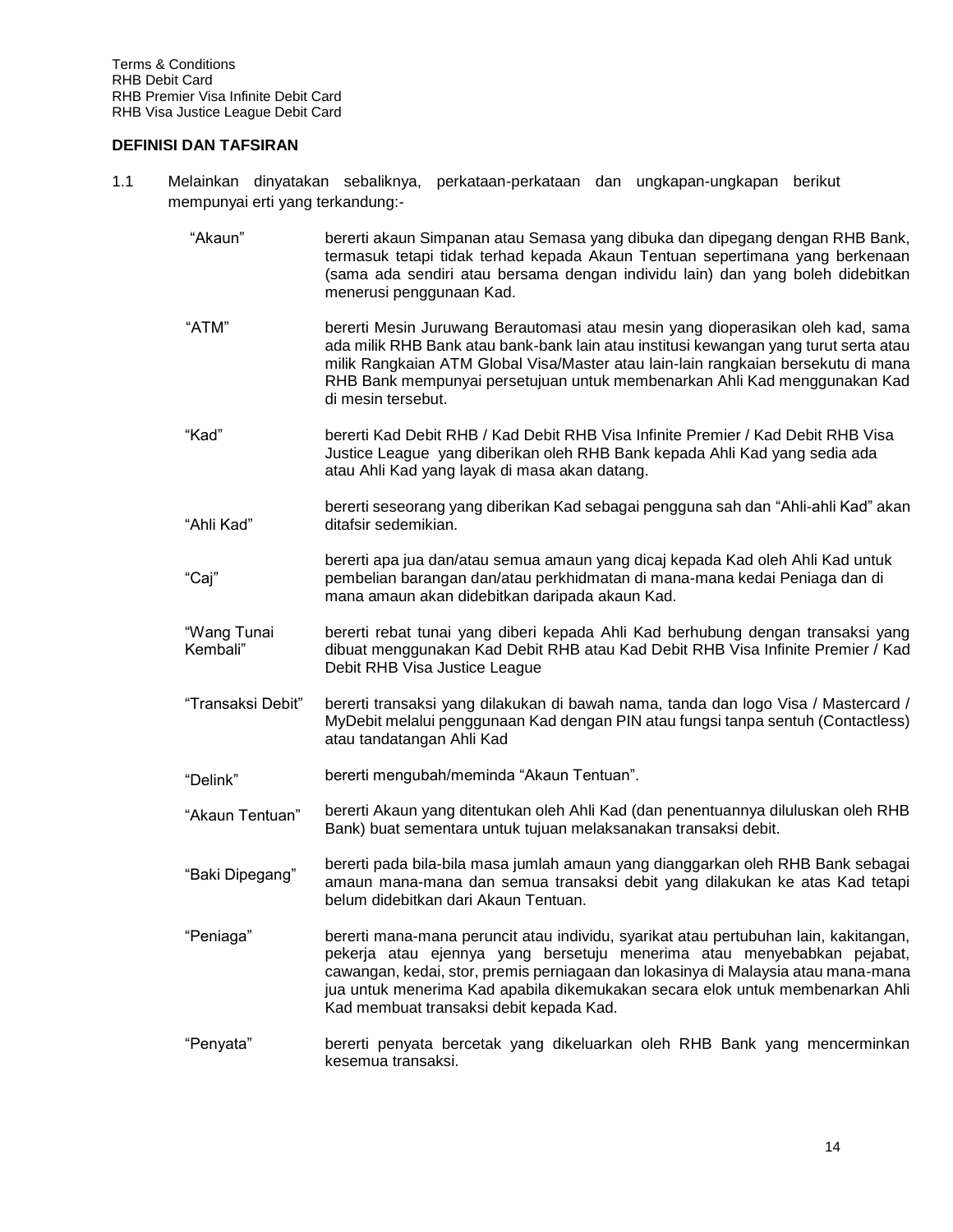Terms & Conditions
RHB Debit Card
RHB Premier Visa Infinite Debit Card
RHB Visa Justice League Debit Card

**DEFINISI DAN TAFSIRAN**

1.1 Melainkan dinyatakan sebaliknya, perkataan-perkataan dan ungkapan-ungkapan berikut mempunyai erti yang terkandung:-

| | |
|---|---|
| "Akaun" | bererti akaun Simpanan atau Semasa yang dibuka dan dipegang dengan RHB Bank, termasuk tetapi tidak terhad kepada Akaun Tentuan sepertimana yang berkenaan (sama ada sendiri atau bersama dengan individu lain) dan yang boleh didebitkan menerusi penggunaan Kad. |
| "ATM" | bererti Mesin Juruwang Berautomasi atau mesin yang dioperasikan oleh kad, sama ada milik RHB Bank atau bank-bank lain atau institusi kewangan yang turut serta atau milik Rangkaian ATM Global Visa/Master atau lain-lain rangkaian bersekutu di mana RHB Bank mempunyai persetujuan untuk membenarkan Ahli Kad menggunakan Kad di mesin tersebut. |
| "Kad" | bererti Kad Debit RHB / Kad Debit RHB Visa Infinite Premier / Kad Debit RHB Visa Justice League yang diberikan oleh RHB Bank kepada Ahli Kad yang sedia ada atau Ahli Kad yang layak di masa akan datang. |
| "Ahli Kad" | bererti seseorang yang diberikan Kad sebagai pengguna sah dan "Ahli-ahli Kad" akan ditafsir sedemikian. |
| "Caj" | bererti apa jua dan/atau semua amaun yang dicaj kepada Kad oleh Ahli Kad untuk pembelian barangan dan/atau perkhidmatan di mana-mana kedai Peniaga dan di mana amaun akan didebitkan daripada akaun Kad. |
| "Wang Tunai Kembali" | bererti rebat tunai yang diberi kepada Ahli Kad berhubung dengan transaksi yang dibuat menggunakan Kad Debit RHB atau Kad Debit RHB Visa Infinite Premier / Kad Debit RHB Visa Justice League |
| "Transaksi Debit" | bererti transaksi yang dilakukan di bawah nama, tanda dan logo Visa / Mastercard / MyDebit melalui penggunaan Kad dengan PIN atau fungsi tanpa sentuh (Contactless) atau tandatangan Ahli Kad |
| "Delink" | bererti mengubah/meminda "Akaun Tentuan". |
| "Akaun Tentuan" | bererti Akaun yang ditentukan oleh Ahli Kad (dan penentuannya diluluskan oleh RHB Bank) buat sementara untuk tujuan melaksanakan transaksi debit. |
| "Baki Dipegang" | bererti pada bila-bila masa jumlah amaun yang dianggarkan oleh RHB Bank sebagai amaun mana-mana dan semua transaksi debit yang dilakukan ke atas Kad tetapi belum didebitkan dari Akaun Tentuan. |
| "Peniaga" | bererti mana-mana peruncit atau individu, syarikat atau pertubuhan lain, kakitangan, pekerja atau ejennya yang bersetuju menerima atau menyebabkan pejabat, cawangan, kedai, stor, premis perniagaan dan lokasinya di Malaysia atau mana-mana jua untuk menerima Kad apabila dikemukakan secara elok untuk membenarkan Ahli Kad membuat transaksi debit kepada Kad. |
| "Penyata" | bererti penyata bercetak yang dikeluarkan oleh RHB Bank yang mencerminkan kesemua transaksi. |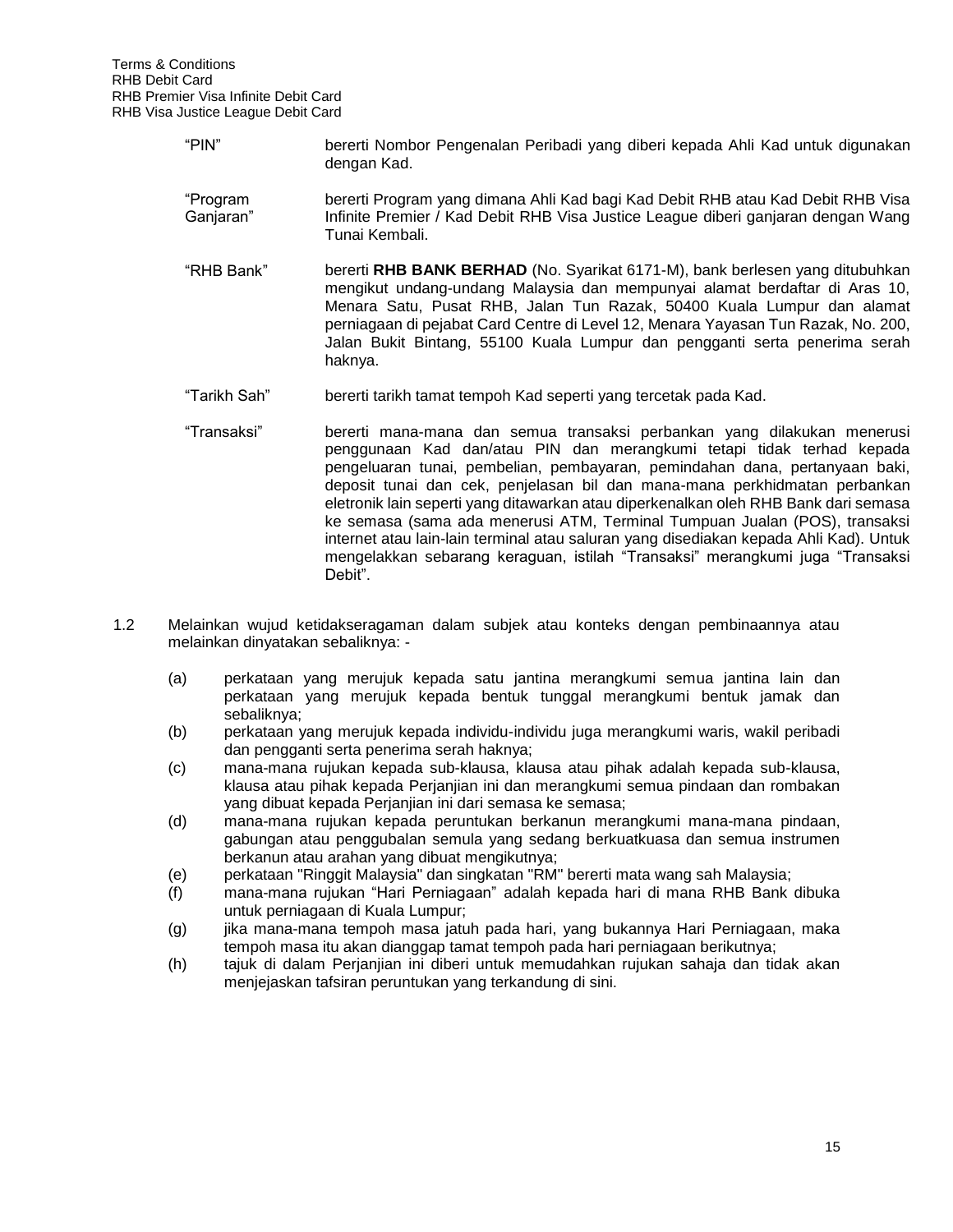| | |
|---|---|
| "PIN" | bererti Nombor Pengenalan Peribadi yang diberi kepada Ahli Kad untuk digunakan dengan Kad. |
| "Program Ganjaran" | bererti Program yang dimana Ahli Kad bagi Kad Debit RHB atau Kad Debit RHB Visa Infinite Premier / Kad Debit RHB Visa Justice League diberi ganjaran dengan Wang Tunai Kembali. |
| "RHB Bank" | bererti **RHB BANK BERHAD** (No. Syarikat 6171-M), bank berlesen yang ditubuhkan mengikut undang-undang Malaysia dan mempunyai alamat berdaftar di Aras 10, Menara Satu, Pusat RHB, Jalan Tun Razak, 50400 Kuala Lumpur dan alamat perniagaan di pejabat Card Centre di Level 12, Menara Yayasan Tun Razak, No. 200, Jalan Bukit Bintang, 55100 Kuala Lumpur dan pengganti serta penerima serah haknya. |
| "Tarikh Sah" | bererti tarikh tamat tempoh Kad seperti yang tercetak pada Kad. |
| "Transaksi" | bererti mana-mana dan semua transaksi perbankan yang dilakukan menerusi penggunaan Kad dan/atau PIN dan merangkumi tetapi tidak terhad kepada pengeluaran tunai, pembelian, pembayaran, pemindahan dana, pertanyaan baki, deposit tunai dan cek, penjelasan bil dan mana-mana perkhidmatan perbankan eletronik lain seperti yang ditawarkan atau diperkenalkan oleh RHB Bank dari semasa ke semasa (sama ada menerusi ATM, Terminal Tumpuan Jualan (POS), transaksi internet atau lain-lain terminal atau saluran yang disediakan kepada Ahli Kad). Untuk mengelakkan sebarang keraguan, istilah "Transaksi" merangkumi juga "Transaksi Debit". |

1.2 Melainkan wujud ketidakseragaman dalam subjek atau konteks dengan pembinaannya atau melainkan dinyatakan sebaliknya: -

(a) perkataan yang merujuk kepada satu jantina merangkumi semua jantina lain dan perkataan yang merujuk kepada bentuk tunggal merangkumi bentuk jamak dan sebaliknya;

(b) perkataan yang merujuk kepada individu-individu juga merangkumi waris, wakil peribadi dan pengganti serta penerima serah haknya;

(c) mana-mana rujukan kepada sub-klausa, klausa atau pihak adalah kepada sub-klausa, klausa atau pihak kepada Perjanjian ini dan merangkumi semua pindaan dan rombakan yang dibuat kepada Perjanjian ini dari semasa ke semasa;

(d) mana-mana rujukan kepada peruntukan berkanun merangkumi mana-mana pindaan, gabungan atau penggubalan semula yang sedang berkuatkuasa dan semua instrumen berkanun atau arahan yang dibuat mengikutnya;

(e) perkataan "Ringgit Malaysia" dan singkatan "RM" bererti mata wang sah Malaysia;

(f) mana-mana rujukan "Hari Perniagaan" adalah kepada hari di mana RHB Bank dibuka untuk perniagaan di Kuala Lumpur;

(g) jika mana-mana tempoh masa jatuh pada hari, yang bukannya Hari Perniagaan, maka tempoh masa itu akan dianggap tamat tempoh pada hari perniagaan berikutnya;

(h) tajuk di dalam Perjanjian ini diberi untuk memudahkan rujukan sahaja dan tidak akan menjejaskan tafsiran peruntukan yang terkandung di sini.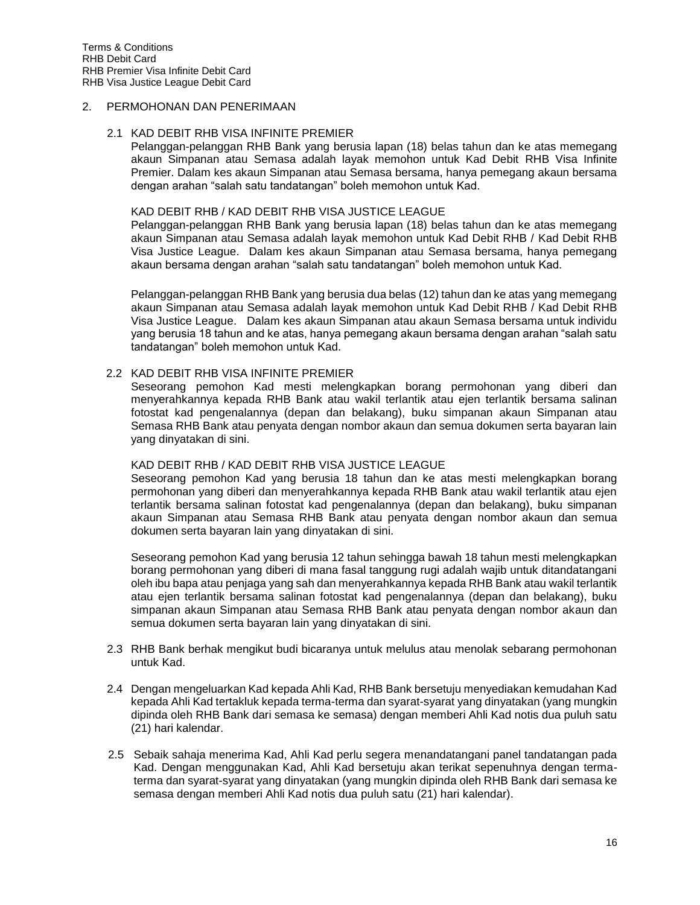## 2. PERMOHONAN DAN PENERIMAAN

2.1 KAD DEBIT RHB VISA INFINITE PREMIER
Pelanggan-pelanggan RHB Bank yang berusia lapan (18) belas tahun dan ke atas memegang akaun Simpanan atau Semasa adalah layak memohon untuk Kad Debit RHB Visa Infinite Premier. Dalam kes akaun Simpanan atau Semasa bersama, hanya pemegang akaun bersama dengan arahan "salah satu tandatangan" boleh memohon untuk Kad.

KAD DEBIT RHB / KAD DEBIT RHB VISA JUSTICE LEAGUE
Pelanggan-pelanggan RHB Bank yang berusia lapan (18) belas tahun dan ke atas memegang akaun Simpanan atau Semasa adalah layak memohon untuk Kad Debit RHB / Kad Debit RHB Visa Justice League. Dalam kes akaun Simpanan atau Semasa bersama, hanya pemegang akaun bersama dengan arahan "salah satu tandatangan" boleh memohon untuk Kad.

Pelanggan-pelanggan RHB Bank yang berusia dua belas (12) tahun dan ke atas yang memegang akaun Simpanan atau Semasa adalah layak memohon untuk Kad Debit RHB / Kad Debit RHB Visa Justice League. Dalam kes akaun Simpanan atau akaun Semasa bersama untuk individu yang berusia 18 tahun and ke atas, hanya pemegang akaun bersama dengan arahan "salah satu tandatangan" boleh memohon untuk Kad.

2.2 KAD DEBIT RHB VISA INFINITE PREMIER
Seseorang pemohon Kad mesti melengkapkan borang permohonan yang diberi dan menyerahkannya kepada RHB Bank atau wakil terlantik atau ejen terlantik bersama salinan fotostat kad pengenalannya (depan dan belakang), buku simpanan akaun Simpanan atau Semasa RHB Bank atau penyata dengan nombor akaun dan semua dokumen serta bayaran lain yang dinyatakan di sini.

KAD DEBIT RHB / KAD DEBIT RHB VISA JUSTICE LEAGUE
Seseorang pemohon Kad yang berusia 18 tahun dan ke atas mesti melengkapkan borang permohonan yang diberi dan menyerahkannya kepada RHB Bank atau wakil terlantik atau ejen terlantik bersama salinan fotostat kad pengenalannya (depan dan belakang), buku simpanan akaun Simpanan atau Semasa RHB Bank atau penyata dengan nombor akaun dan semua dokumen serta bayaran lain yang dinyatakan di sini.

Seseorang pemohon Kad yang berusia 12 tahun sehingga bawah 18 tahun mesti melengkapkan borang permohonan yang diberi di mana fasal tanggung rugi adalah wajib untuk ditandatangani oleh ibu bapa atau penjaga yang sah dan menyerahkannya kepada RHB Bank atau wakil terlantik atau ejen terlantik bersama salinan fotostat kad pengenalannya (depan dan belakang), buku simpanan akaun Simpanan atau Semasa RHB Bank atau penyata dengan nombor akaun dan semua dokumen serta bayaran lain yang dinyatakan di sini.

2.3 RHB Bank berhak mengikut budi bicaranya untuk melulus atau menolak sebarang permohonan untuk Kad.

2.4 Dengan mengeluarkan Kad kepada Ahli Kad, RHB Bank bersetuju menyediakan kemudahan Kad kepada Ahli Kad tertakluk kepada terma-terma dan syarat-syarat yang dinyatakan (yang mungkin dipinda oleh RHB Bank dari semasa ke semasa) dengan memberi Ahli Kad notis dua puluh satu (21) hari kalendar.

2.5 Sebaik sahaja menerima Kad, Ahli Kad perlu segera menandatangani panel tandatangan pada Kad. Dengan menggunakan Kad, Ahli Kad bersetuju akan terikat sepenuhnya dengan terma-terma dan syarat-syarat yang dinyatakan (yang mungkin dipinda oleh RHB Bank dari semasa ke semasa dengan memberi Ahli Kad notis dua puluh satu (21) hari kalendar).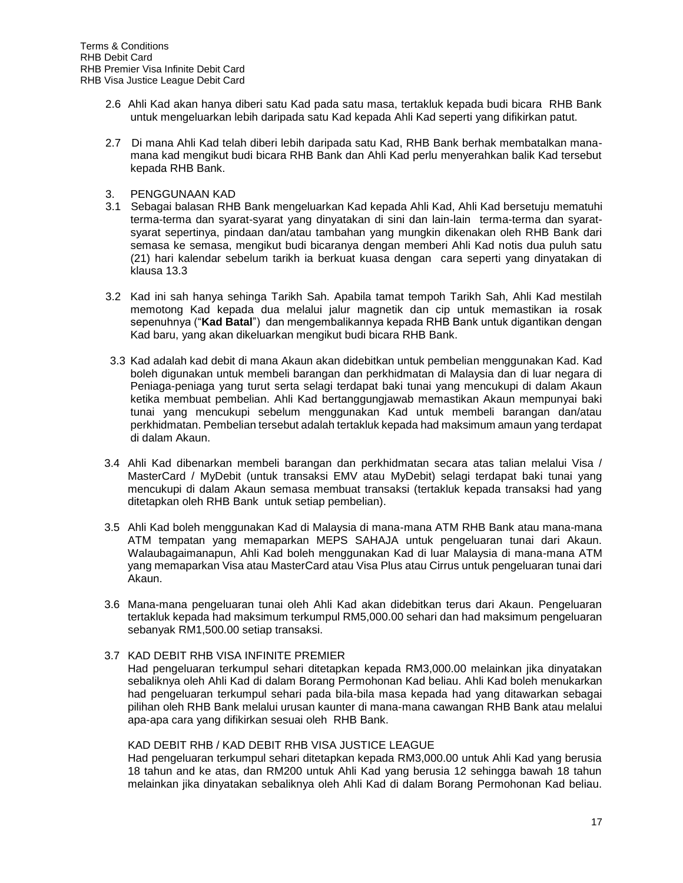2.6 Ahli Kad akan hanya diberi satu Kad pada satu masa, tertakluk kepada budi bicara RHB Bank untuk mengeluarkan lebih daripada satu Kad kepada Ahli Kad seperti yang difikirkan patut.

2.7 Di mana Ahli Kad telah diberi lebih daripada satu Kad, RHB Bank berhak membatalkan mana-mana kad mengikut budi bicara RHB Bank dan Ahli Kad perlu menyerahkan balik Kad tersebut kepada RHB Bank.

3. PENGGUNAAN KAD

3.1 Sebagai balasan RHB Bank mengeluarkan Kad kepada Ahli Kad, Ahli Kad bersetuju mematuhi terma-terma dan syarat-syarat yang dinyatakan di sini dan lain-lain terma-terma dan syarat-syarat sepertinya, pindaan dan/atau tambahan yang mungkin dikenakan oleh RHB Bank dari semasa ke semasa, mengikut budi bicaranya dengan memberi Ahli Kad notis dua puluh satu (21) hari kalendar sebelum tarikh ia berkuat kuasa dengan cara seperti yang dinyatakan di klausa 13.3

3.2 Kad ini sah hanya sehinga Tarikh Sah. Apabila tamat tempoh Tarikh Sah, Ahli Kad mestilah memotong Kad kepada dua melalui jalur magnetik dan cip untuk memastikan ia rosak sepenuhnya ("**Kad Batal**") dan mengembalikannya kepada RHB Bank untuk digantikan dengan Kad baru, yang akan dikeluarkan mengikut budi bicara RHB Bank.

3.3 Kad adalah kad debit di mana Akaun akan didebitkan untuk pembelian menggunakan Kad. Kad boleh digunakan untuk membeli barangan dan perkhidmatan di Malaysia dan di luar negara di Peniaga-peniaga yang turut serta selagi terdapat baki tunai yang mencukupi di dalam Akaun ketika membuat pembelian. Ahli Kad bertanggungjawab memastikan Akaun mempunyai baki tunai yang mencukupi sebelum menggunakan Kad untuk membeli barangan dan/atau perkhidmatan. Pembelian tersebut adalah tertakluk kepada had maksimum amaun yang terdapat di dalam Akaun.

3.4 Ahli Kad dibenarkan membeli barangan dan perkhidmatan secara atas talian melalui Visa / MasterCard / MyDebit (untuk transaksi EMV atau MyDebit) selagi terdapat baki tunai yang mencukupi di dalam Akaun semasa membuat transaksi (tertakluk kepada transaksi had yang ditetapkan oleh RHB Bank untuk setiap pembelian).

3.5 Ahli Kad boleh menggunakan Kad di Malaysia di mana-mana ATM RHB Bank atau mana-mana ATM tempatan yang memaparkan MEPS SAHAJA untuk pengeluaran tunai dari Akaun. Walaubagaimanapun, Ahli Kad boleh menggunakan Kad di luar Malaysia di mana-mana ATM yang memaparkan Visa atau MasterCard atau Visa Plus atau Cirrus untuk pengeluaran tunai dari Akaun.

3.6 Mana-mana pengeluaran tunai oleh Ahli Kad akan didebitkan terus dari Akaun. Pengeluaran tertakluk kepada had maksimum terkumpul RM5,000.00 sehari dan had maksimum pengeluaran sebanyak RM1,500.00 setiap transaksi.

3.7 KAD DEBIT RHB VISA INFINITE PREMIER

Had pengeluaran terkumpul sehari ditetapkan kepada RM3,000.00 melainkan jika dinyatakan sebaliknya oleh Ahli Kad di dalam Borang Permohonan Kad beliau. Ahli Kad boleh menukarkan had pengeluaran terkumpul sehari pada bila-bila masa kepada had yang ditawarkan sebagai pilihan oleh RHB Bank melalui urusan kaunter di mana-mana cawangan RHB Bank atau melalui apa-apa cara yang difikirkan sesuai oleh RHB Bank.

KAD DEBIT RHB / KAD DEBIT RHB VISA JUSTICE LEAGUE

Had pengeluaran terkumpul sehari ditetapkan kepada RM3,000.00 untuk Ahli Kad yang berusia 18 tahun and ke atas, dan RM200 untuk Ahli Kad yang berusia 12 sehingga bawah 18 tahun melainkan jika dinyatakan sebaliknya oleh Ahli Kad di dalam Borang Permohonan Kad beliau.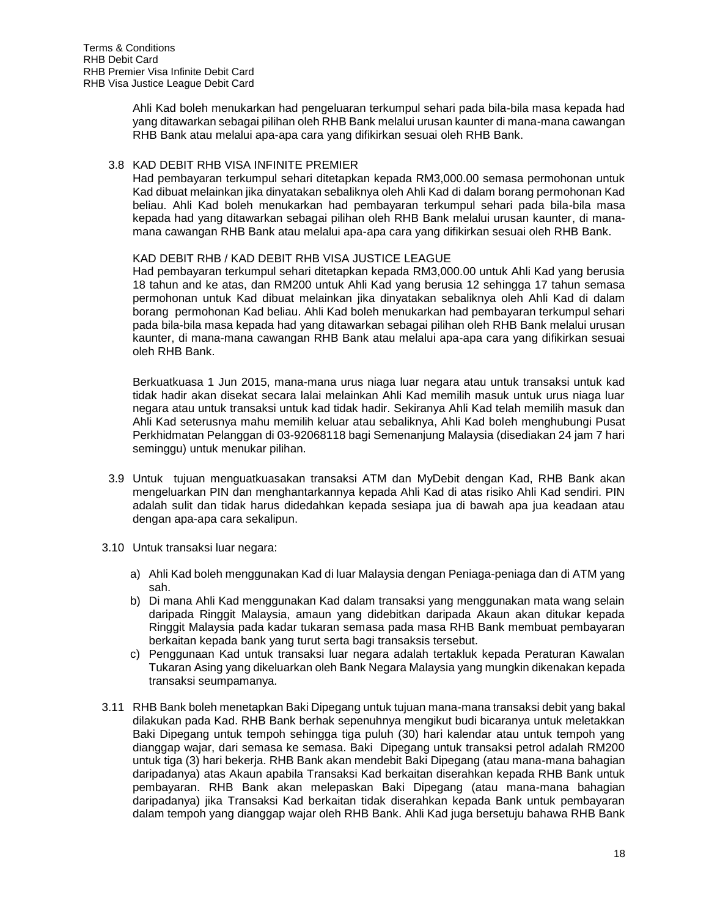Ahli Kad boleh menukarkan had pengeluaran terkumpul sehari pada bila-bila masa kepada had yang ditawarkan sebagai pilihan oleh RHB Bank melalui urusan kaunter di mana-mana cawangan RHB Bank atau melalui apa-apa cara yang difikirkan sesuai oleh RHB Bank.

3.8 KAD DEBIT RHB VISA INFINITE PREMIER

Had pembayaran terkumpul sehari ditetapkan kepada RM3,000.00 semasa permohonan untuk Kad dibuat melainkan jika dinyatakan sebaliknya oleh Ahli Kad di dalam borang permohonan Kad beliau. Ahli Kad boleh menukarkan had pembayaran terkumpul sehari pada bila-bila masa kepada had yang ditawarkan sebagai pilihan oleh RHB Bank melalui urusan kaunter, di mana-mana cawangan RHB Bank atau melalui apa-apa cara yang difikirkan sesuai oleh RHB Bank.

KAD DEBIT RHB / KAD DEBIT RHB VISA JUSTICE LEAGUE

Had pembayaran terkumpul sehari ditetapkan kepada RM3,000.00 untuk Ahli Kad yang berusia 18 tahun and ke atas, dan RM200 untuk Ahli Kad yang berusia 12 sehingga 17 tahun semasa permohonan untuk Kad dibuat melainkan jika dinyatakan sebaliknya oleh Ahli Kad di dalam borang permohonan Kad beliau. Ahli Kad boleh menukarkan had pembayaran terkumpul sehari pada bila-bila masa kepada had yang ditawarkan sebagai pilihan oleh RHB Bank melalui urusan kaunter, di mana-mana cawangan RHB Bank atau melalui apa-apa cara yang difikirkan sesuai oleh RHB Bank.

Berkuatkuasa 1 Jun 2015, mana-mana urus niaga luar negara atau untuk transaksi untuk kad tidak hadir akan disekat secara lalai melainkan Ahli Kad memilih masuk untuk urus niaga luar negara atau untuk transaksi untuk kad tidak hadir. Sekiranya Ahli Kad telah memilih masuk dan Ahli Kad seterusnya mahu memilih keluar atau sebaliknya, Ahli Kad boleh menghubungi Pusat Perkhidmatan Pelanggan di 03-92068118 bagi Semenanjung Malaysia (disediakan 24 jam 7 hari seminggu) untuk menukar pilihan.

3.9 Untuk tujuan menguatkuasakan transaksi ATM dan MyDebit dengan Kad, RHB Bank akan mengeluarkan PIN dan menghantarkannya kepada Ahli Kad di atas risiko Ahli Kad sendiri. PIN adalah sulit dan tidak harus didedahkan kepada sesiapa jua di bawah apa jua keadaan atau dengan apa-apa cara sekalipun.

3.10 Untuk transaksi luar negara:

a) Ahli Kad boleh menggunakan Kad di luar Malaysia dengan Peniaga-peniaga dan di ATM yang sah.
b) Di mana Ahli Kad menggunakan Kad dalam transaksi yang menggunakan mata wang selain daripada Ringgit Malaysia, amaun yang didebitkan daripada Akaun akan ditukar kepada Ringgit Malaysia pada kadar tukaran semasa pada masa RHB Bank membuat pembayaran berkaitan kepada bank yang turut serta bagi transaksis tersebut.
c) Penggunaan Kad untuk transaksi luar negara adalah tertakluk kepada Peraturan Kawalan Tukaran Asing yang dikeluarkan oleh Bank Negara Malaysia yang mungkin dikenakan kepada transaksi seumpamanya.

3.11 RHB Bank boleh menetapkan Baki Dipegang untuk tujuan mana-mana transaksi debit yang bakal dilakukan pada Kad. RHB Bank berhak sepenuhnya mengikut budi bicaranya untuk meletakkan Baki Dipegang untuk tempoh sehingga tiga puluh (30) hari kalendar atau untuk tempoh yang dianggap wajar, dari semasa ke semasa. Baki Dipegang untuk transaksi petrol adalah RM200 untuk tiga (3) hari bekerja. RHB Bank akan mendebit Baki Dipegang (atau mana-mana bahagian daripadanya) atas Akaun apabila Transaksi Kad berkaitan diserahkan kepada RHB Bank untuk pembayaran. RHB Bank akan melepaskan Baki Dipegang (atau mana-mana bahagian daripadanya) jika Transaksi Kad berkaitan tidak diserahkan kepada Bank untuk pembayaran dalam tempoh yang dianggap wajar oleh RHB Bank. Ahli Kad juga bersetuju bahawa RHB Bank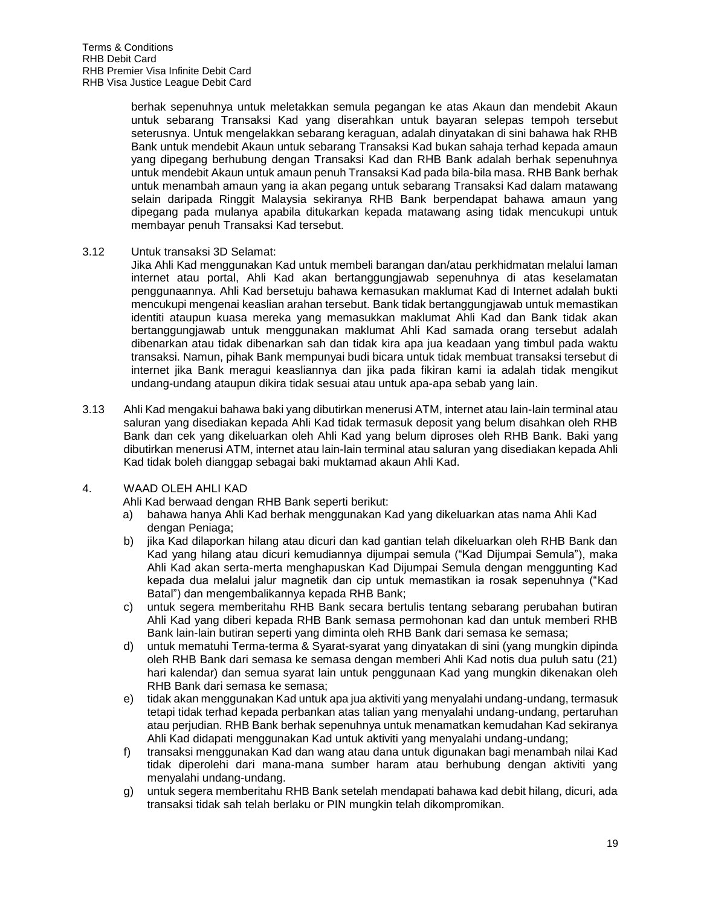berhak sepenuhnya untuk meletakkan semula pegangan ke atas Akaun dan mendebit Akaun untuk sebarang Transaksi Kad yang diserahkan untuk bayaran selepas tempoh tersebut seterusnya. Untuk mengelakkan sebarang keraguan, adalah dinyatakan di sini bahawa hak RHB Bank untuk mendebit Akaun untuk sebarang Transaksi Kad bukan sahaja terhad kepada amaun yang dipegang berhubung dengan Transaksi Kad dan RHB Bank adalah berhak sepenuhnya untuk mendebit Akaun untuk amaun penuh Transaksi Kad pada bila-bila masa. RHB Bank berhak untuk menambah amaun yang ia akan pegang untuk sebarang Transaksi Kad dalam matawang selain daripada Ringgit Malaysia sekiranya RHB Bank berpendapat bahawa amaun yang dipegang pada mulanya apabila ditukarkan kepada matawang asing tidak mencukupi untuk membayar penuh Transaksi Kad tersebut.

3.12 Untuk transaksi 3D Selamat:
Jika Ahli Kad menggunakan Kad untuk membeli barangan dan/atau perkhidmatan melalui laman internet atau portal, Ahli Kad akan bertanggungjawab sepenuhnya di atas keselamatan penggunaannya. Ahli Kad bersetuju bahawa kemasukan maklumat Kad di Internet adalah bukti mencukupi mengenai keaslian arahan tersebut. Bank tidak bertanggungjawab untuk memastikan identiti ataupun kuasa mereka yang memasukkan maklumat Ahli Kad dan Bank tidak akan bertanggungjawab untuk menggunakan maklumat Ahli Kad samada orang tersebut adalah dibenarkan atau tidak dibenarkan sah dan tidak kira apa jua keadaan yang timbul pada waktu transaksi. Namun, pihak Bank mempunyai budi bicara untuk tidak membuat transaksi tersebut di internet jika Bank meragui keasliannya dan jika pada fikiran kami ia adalah tidak mengikut undang-undang ataupun dikira tidak sesuai atau untuk apa-apa sebab yang lain.

3.13 Ahli Kad mengakui bahawa baki yang dibutirkan menerusi ATM, internet atau lain-lain terminal atau saluran yang disediakan kepada Ahli Kad tidak termasuk deposit yang belum disahkan oleh RHB Bank dan cek yang dikeluarkan oleh Ahli Kad yang belum diproses oleh RHB Bank. Baki yang dibutirkan menerusi ATM, internet atau lain-lain terminal atau saluran yang disediakan kepada Ahli Kad tidak boleh dianggap sebagai baki muktamad akaun Ahli Kad.

4. WAAD OLEH AHLI KAD

Ahli Kad berwaad dengan RHB Bank seperti berikut:

a) bahawa hanya Ahli Kad berhak menggunakan Kad yang dikeluarkan atas nama Ahli Kad dengan Peniaga;
b) jika Kad dilaporkan hilang atau dicuri dan kad gantian telah dikeluarkan oleh RHB Bank dan Kad yang hilang atau dicuri kemudiannya dijumpai semula ("Kad Dijumpai Semula"), maka Ahli Kad akan serta-merta menghapuskan Kad Dijumpai Semula dengan menggunting Kad kepada dua melalui jalur magnetik dan cip untuk memastikan ia rosak sepenuhnya ("Kad Batal") dan mengembalikannya kepada RHB Bank;
c) untuk segera memberitahu RHB Bank secara bertulis tentang sebarang perubahan butiran Ahli Kad yang diberi kepada RHB Bank semasa permohonan kad dan untuk memberi RHB Bank lain-lain butiran seperti yang diminta oleh RHB Bank dari semasa ke semasa;
d) untuk mematuhi Terma-terma & Syarat-syarat yang dinyatakan di sini (yang mungkin dipinda oleh RHB Bank dari semasa ke semasa dengan memberi Ahli Kad notis dua puluh satu (21) hari kalendar) dan semua syarat lain untuk penggunaan Kad yang mungkin dikenakan oleh RHB Bank dari semasa ke semasa;
e) tidak akan menggunakan Kad untuk apa jua aktiviti yang menyalahi undang-undang, termasuk tetapi tidak terhad kepada perbankan atas talian yang menyalahi undang-undang, pertaruhan atau perjudian. RHB Bank berhak sepenuhnya untuk menamatkan kemudahan Kad sekiranya Ahli Kad didapati menggunakan Kad untuk aktiviti yang menyalahi undang-undang;
f) transaksi menggunakan Kad dan wang atau dana untuk digunakan bagi menambah nilai Kad tidak diperolehi dari mana-mana sumber haram atau berhubung dengan aktiviti yang menyalahi undang-undang.
g) untuk segera memberitahu RHB Bank setelah mendapati bahawa kad debit hilang, dicuri, ada transaksi tidak sah telah berlaku or PIN mungkin telah dikompromikan.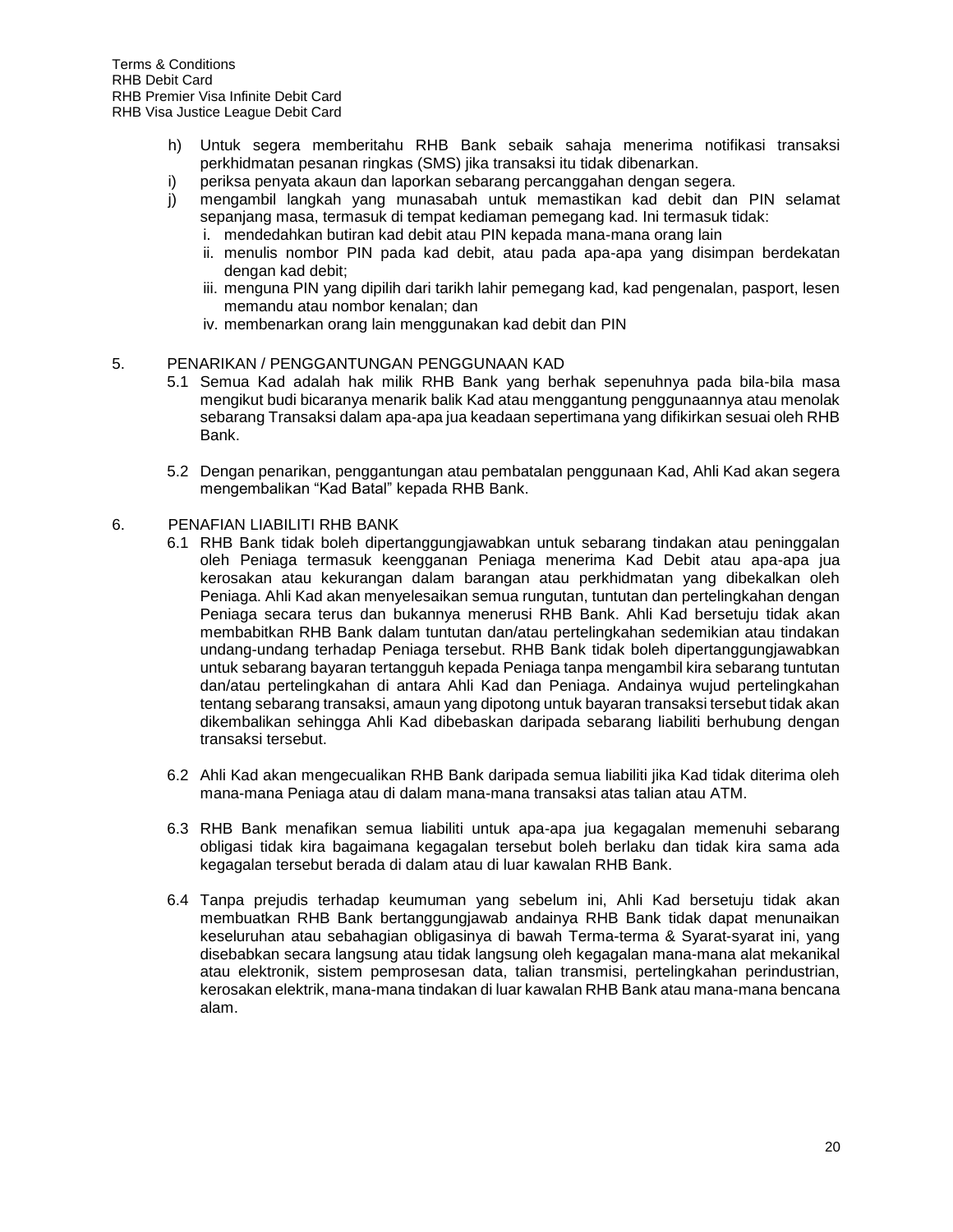h) Untuk segera memberitahu RHB Bank sebaik sahaja menerima notifikasi transaksi perkhidmatan pesanan ringkas (SMS) jika transaksi itu tidak dibenarkan.
i) periksa penyata akaun dan laporkan sebarang percanggahan dengan segera.
j) mengambil langkah yang munasabah untuk memastikan kad debit dan PIN selamat sepanjang masa, termasuk di tempat kediaman pemegang kad. Ini termasuk tidak:
   i. mendedahkan butiran kad debit atau PIN kepada mana-mana orang lain
   ii. menulis nombor PIN pada kad debit, atau pada apa-apa yang disimpan berdekatan dengan kad debit;
   iii. menguna PIN yang dipilih dari tarikh lahir pemegang kad, kad pengenalan, pasport, lesen memandu atau nombor kenalan; dan
   iv. membenarkan orang lain menggunakan kad debit dan PIN

## 5. PENARIKAN / PENGGANTUNGAN PENGGUNAAN KAD

5.1 Semua Kad adalah hak milik RHB Bank yang berhak sepenuhnya pada bila-bila masa mengikut budi bicaranya menarik balik Kad atau menggantung penggunaannya atau menolak sebarang Transaksi dalam apa-apa jua keadaan sepertimana yang difikirkan sesuai oleh RHB Bank.

5.2 Dengan penarikan, penggantungan atau pembatalan penggunaan Kad, Ahli Kad akan segera mengembalikan "Kad Batal" kepada RHB Bank.

## 6. PENAFIAN LIABILITI RHB BANK

6.1 RHB Bank tidak boleh dipertanggungjawabkan untuk sebarang tindakan atau peninggalan oleh Peniaga termasuk keengganan Peniaga menerima Kad Debit atau apa-apa jua kerosakan atau kekurangan dalam barangan atau perkhidmatan yang dibekalkan oleh Peniaga. Ahli Kad akan menyelesaikan semua rungutan, tuntutan dan pertelingkahan dengan Peniaga secara terus dan bukannya menerusi RHB Bank. Ahli Kad bersetuju tidak akan membabitkan RHB Bank dalam tuntutan dan/atau pertelingkahan sedemikian atau tindakan undang-undang terhadap Peniaga tersebut. RHB Bank tidak boleh dipertanggungjawabkan untuk sebarang bayaran tertangguh kepada Peniaga tanpa mengambil kira sebarang tuntutan dan/atau pertelingkahan di antara Ahli Kad dan Peniaga. Andainya wujud pertelingkahan tentang sebarang transaksi, amaun yang dipotong untuk bayaran transaksi tersebut tidak akan dikembalikan sehingga Ahli Kad dibebaskan daripada sebarang liabiliti berhubung dengan transaksi tersebut.

6.2 Ahli Kad akan mengecualikan RHB Bank daripada semua liabiliti jika Kad tidak diterima oleh mana-mana Peniaga atau di dalam mana-mana transaksi atas talian atau ATM.

6.3 RHB Bank menafikan semua liabiliti untuk apa-apa jua kegagalan memenuhi sebarang obligasi tidak kira bagaimana kegagalan tersebut boleh berlaku dan tidak kira sama ada kegagalan tersebut berada di dalam atau di luar kawalan RHB Bank.

6.4 Tanpa prejudis terhadap keumuman yang sebelum ini, Ahli Kad bersetuju tidak akan membuatkan RHB Bank bertanggungjawab andainya RHB Bank tidak dapat menunaikan keseluruhan atau sebahagian obligasinya di bawah Terma-terma & Syarat-syarat ini, yang disebabkan secara langsung atau tidak langsung oleh kegagalan mana-mana alat mekanikal atau elektronik, sistem pemprosesan data, talian transmisi, pertelingkahan perindustrian, kerosakan elektrik, mana-mana tindakan di luar kawalan RHB Bank atau mana-mana bencana alam.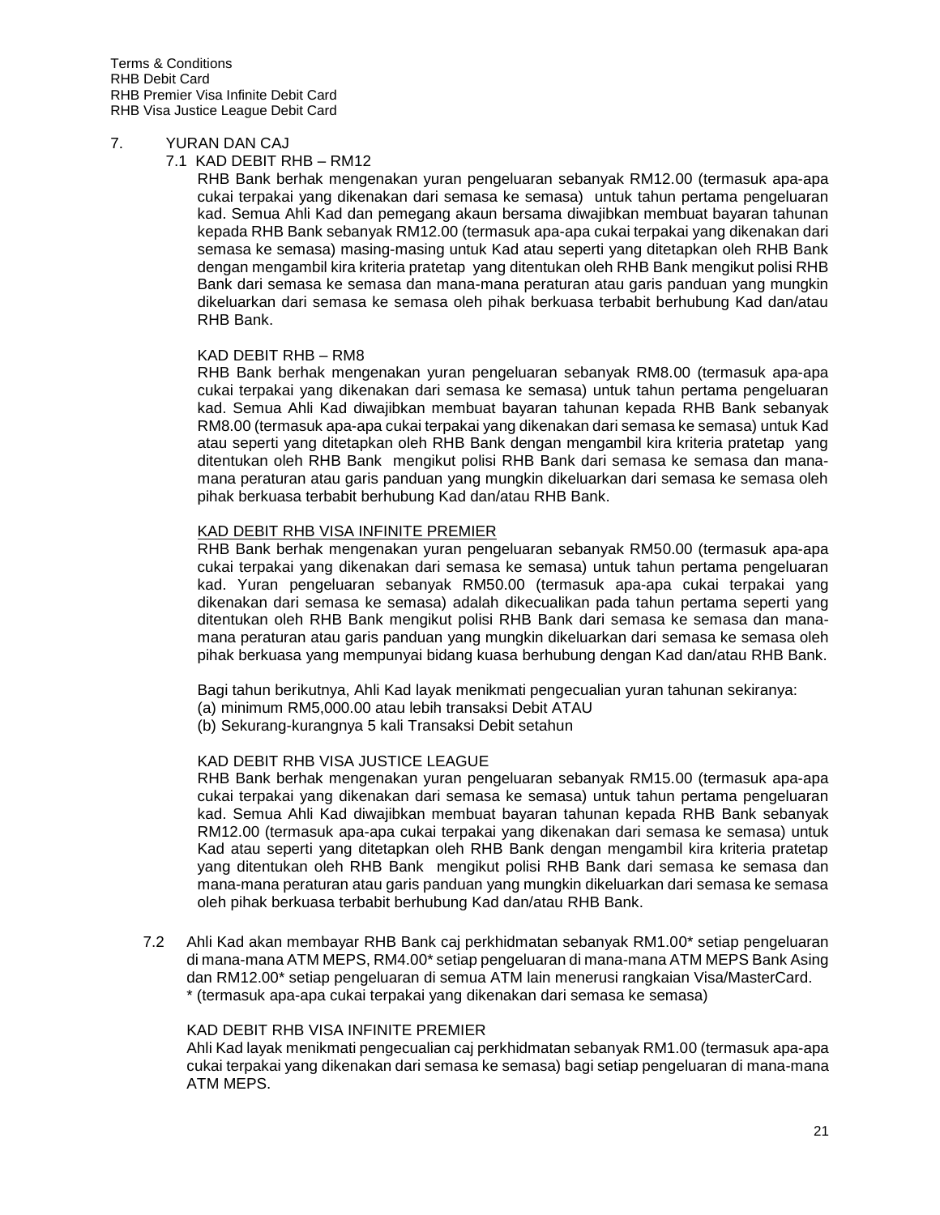7. YURAN DAN CAJ

7.1 KAD DEBIT RHB – RM12

RHB Bank berhak mengenakan yuran pengeluaran sebanyak RM12.00 (termasuk apa-apa cukai terpakai yang dikenakan dari semasa ke semasa) untuk tahun pertama pengeluaran kad. Semua Ahli Kad dan pemegang akaun bersama diwajibkan membuat bayaran tahunan kepada RHB Bank sebanyak RM12.00 (termasuk apa-apa cukai terpakai yang dikenakan dari semasa ke semasa) masing-masing untuk Kad atau seperti yang ditetapkan oleh RHB Bank dengan mengambil kira kriteria pratetap yang ditentukan oleh RHB Bank mengikut polisi RHB Bank dari semasa ke semasa dan mana-mana peraturan atau garis panduan yang mungkin dikeluarkan dari semasa ke semasa oleh pihak berkuasa terbabit berhubung Kad dan/atau RHB Bank.

KAD DEBIT RHB – RM8

RHB Bank berhak mengenakan yuran pengeluaran sebanyak RM8.00 (termasuk apa-apa cukai terpakai yang dikenakan dari semasa ke semasa) untuk tahun pertama pengeluaran kad. Semua Ahli Kad diwajibkan membuat bayaran tahunan kepada RHB Bank sebanyak RM8.00 (termasuk apa-apa cukai terpakai yang dikenakan dari semasa ke semasa) untuk Kad atau seperti yang ditetapkan oleh RHB Bank dengan mengambil kira kriteria pratetap yang ditentukan oleh RHB Bank mengikut polisi RHB Bank dari semasa ke semasa dan mana-mana peraturan atau garis panduan yang mungkin dikeluarkan dari semasa ke semasa oleh pihak berkuasa terbabit berhubung Kad dan/atau RHB Bank.

<u>KAD DEBIT RHB VISA INFINITE PREMIER</u>

RHB Bank berhak mengenakan yuran pengeluaran sebanyak RM50.00 (termasuk apa-apa cukai terpakai yang dikenakan dari semasa ke semasa) untuk tahun pertama pengeluaran kad. Yuran pengeluaran sebanyak RM50.00 (termasuk apa-apa cukai terpakai yang dikenakan dari semasa ke semasa) adalah dikecualikan pada tahun pertama seperti yang ditentukan oleh RHB Bank mengikut polisi RHB Bank dari semasa ke semasa dan mana-mana peraturan atau garis panduan yang mungkin dikeluarkan dari semasa ke semasa oleh pihak berkuasa yang mempunyai bidang kuasa berhubung dengan Kad dan/atau RHB Bank.

Bagi tahun berikutnya, Ahli Kad layak menikmati pengecualian yuran tahunan sekiranya:
(a) minimum RM5,000.00 atau lebih transaksi Debit ATAU
(b) Sekurang-kurangnya 5 kali Transaksi Debit setahun

KAD DEBIT RHB VISA JUSTICE LEAGUE

RHB Bank berhak mengenakan yuran pengeluaran sebanyak RM15.00 (termasuk apa-apa cukai terpakai yang dikenakan dari semasa ke semasa) untuk tahun pertama pengeluaran kad. Semua Ahli Kad diwajibkan membuat bayaran tahunan kepada RHB Bank sebanyak RM12.00 (termasuk apa-apa cukai terpakai yang dikenakan dari semasa ke semasa) untuk Kad atau seperti yang ditetapkan oleh RHB Bank dengan mengambil kira kriteria pratetap yang ditentukan oleh RHB Bank mengikut polisi RHB Bank dari semasa ke semasa dan mana-mana peraturan atau garis panduan yang mungkin dikeluarkan dari semasa ke semasa oleh pihak berkuasa terbabit berhubung Kad dan/atau RHB Bank.

7.2 Ahli Kad akan membayar RHB Bank caj perkhidmatan sebanyak RM1.00* setiap pengeluaran di mana-mana ATM MEPS, RM4.00* setiap pengeluaran di mana-mana ATM MEPS Bank Asing dan RM12.00* setiap pengeluaran di semua ATM lain menerusi rangkaian Visa/MasterCard.
* (termasuk apa-apa cukai terpakai yang dikenakan dari semasa ke semasa)

KAD DEBIT RHB VISA INFINITE PREMIER

Ahli Kad layak menikmati pengecualian caj perkhidmatan sebanyak RM1.00 (termasuk apa-apa cukai terpakai yang dikenakan dari semasa ke semasa) bagi setiap pengeluaran di mana-mana ATM MEPS.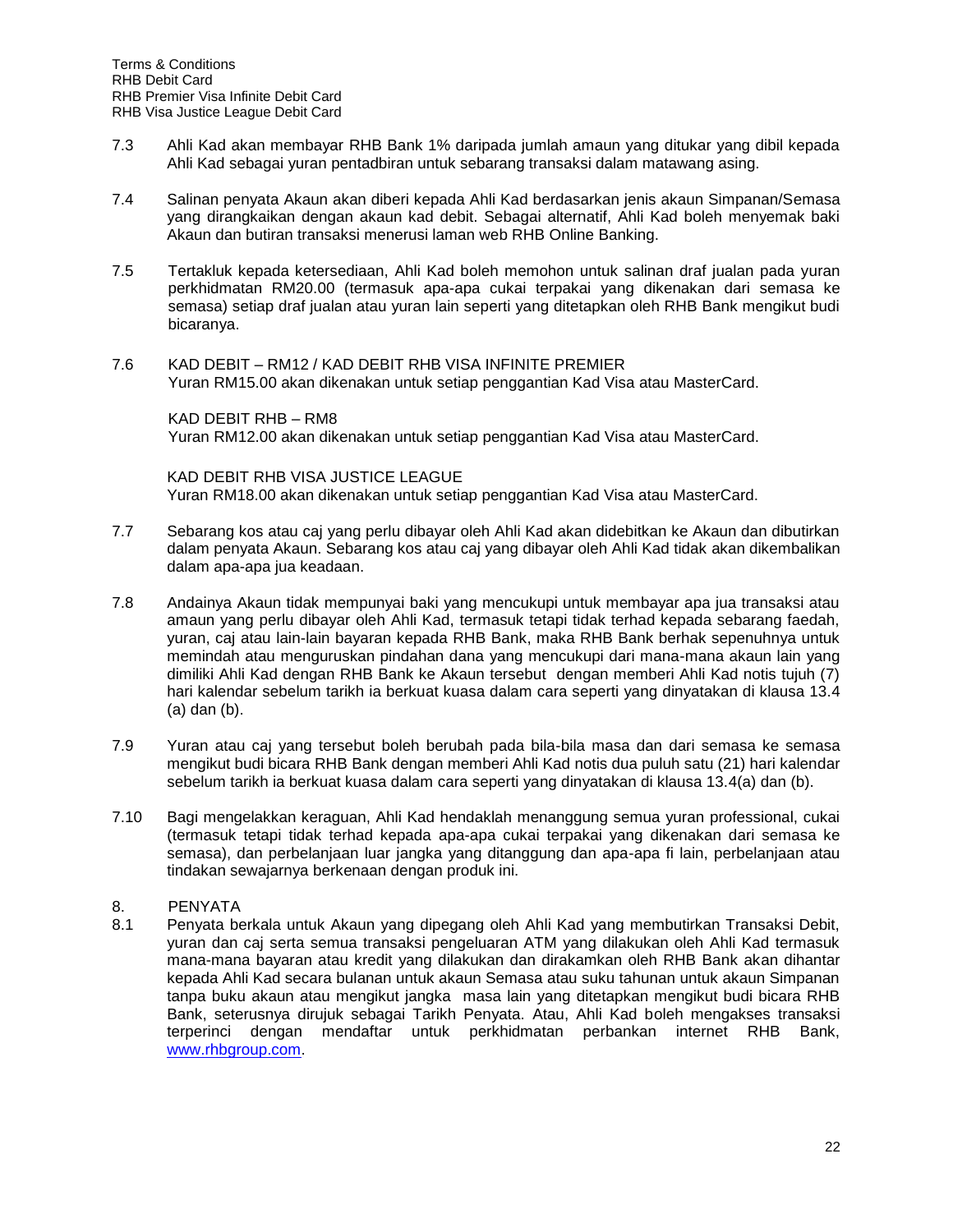7.3 Ahli Kad akan membayar RHB Bank 1% daripada jumlah amaun yang ditukar yang dibil kepada Ahli Kad sebagai yuran pentadbiran untuk sebarang transaksi dalam matawang asing.

7.4 Salinan penyata Akaun akan diberi kepada Ahli Kad berdasarkan jenis akaun Simpanan/Semasa yang dirangkaikan dengan akaun kad debit. Sebagai alternatif, Ahli Kad boleh menyemak baki Akaun dan butiran transaksi menerusi laman web RHB Online Banking.

7.5 Tertakluk kepada ketersediaan, Ahli Kad boleh memohon untuk salinan draf jualan pada yuran perkhidmatan RM20.00 (termasuk apa-apa cukai terpakai yang dikenakan dari semasa ke semasa) setiap draf jualan atau yuran lain seperti yang ditetapkan oleh RHB Bank mengikut budi bicaranya.

7.6 KAD DEBIT – RM12 / KAD DEBIT RHB VISA INFINITE PREMIER
Yuran RM15.00 akan dikenakan untuk setiap penggantian Kad Visa atau MasterCard.

KAD DEBIT RHB – RM8
Yuran RM12.00 akan dikenakan untuk setiap penggantian Kad Visa atau MasterCard.

KAD DEBIT RHB VISA JUSTICE LEAGUE
Yuran RM18.00 akan dikenakan untuk setiap penggantian Kad Visa atau MasterCard.

7.7 Sebarang kos atau caj yang perlu dibayar oleh Ahli Kad akan didebitkan ke Akaun dan dibutirkan dalam penyata Akaun. Sebarang kos atau caj yang dibayar oleh Ahli Kad tidak akan dikembalikan dalam apa-apa jua keadaan.

7.8 Andainya Akaun tidak mempunyai baki yang mencukupi untuk membayar apa jua transaksi atau amaun yang perlu dibayar oleh Ahli Kad, termasuk tetapi tidak terhad kepada sebarang faedah, yuran, caj atau lain-lain bayaran kepada RHB Bank, maka RHB Bank berhak sepenuhnya untuk memindah atau menguruskan pindahan dana yang mencukupi dari mana-mana akaun lain yang dimiliki Ahli Kad dengan RHB Bank ke Akaun tersebut dengan memberi Ahli Kad notis tujuh (7) hari kalendar sebelum tarikh ia berkuat kuasa dalam cara seperti yang dinyatakan di klausa 13.4 (a) dan (b).

7.9 Yuran atau caj yang tersebut boleh berubah pada bila-bila masa dan dari semasa ke semasa mengikut budi bicara RHB Bank dengan memberi Ahli Kad notis dua puluh satu (21) hari kalendar sebelum tarikh ia berkuat kuasa dalam cara seperti yang dinyatakan di klausa 13.4(a) dan (b).

7.10 Bagi mengelakkan keraguan, Ahli Kad hendaklah menanggung semua yuran professional, cukai (termasuk tetapi tidak terhad kepada apa-apa cukai terpakai yang dikenakan dari semasa ke semasa), dan perbelanjaan luar jangka yang ditanggung dan apa-apa fi lain, perbelanjaan atau tindakan sewajarnya berkenaan dengan produk ini.

8. PENYATA

8.1 Penyata berkala untuk Akaun yang dipegang oleh Ahli Kad yang membutirkan Transaksi Debit, yuran dan caj serta semua transaksi pengeluaran ATM yang dilakukan oleh Ahli Kad termasuk mana-mana bayaran atau kredit yang dilakukan dan dirakamkan oleh RHB Bank akan dihantar kepada Ahli Kad secara bulanan untuk akaun Semasa atau suku tahunan untuk akaun Simpanan tanpa buku akaun atau mengikut jangka masa lain yang ditetapkan mengikut budi bicara RHB Bank, seterusnya dirujuk sebagai Tarikh Penyata. Atau, Ahli Kad boleh mengakses transaksi terperinci dengan mendaftar untuk perkhidmatan perbankan internet RHB Bank, www.rhbgroup.com.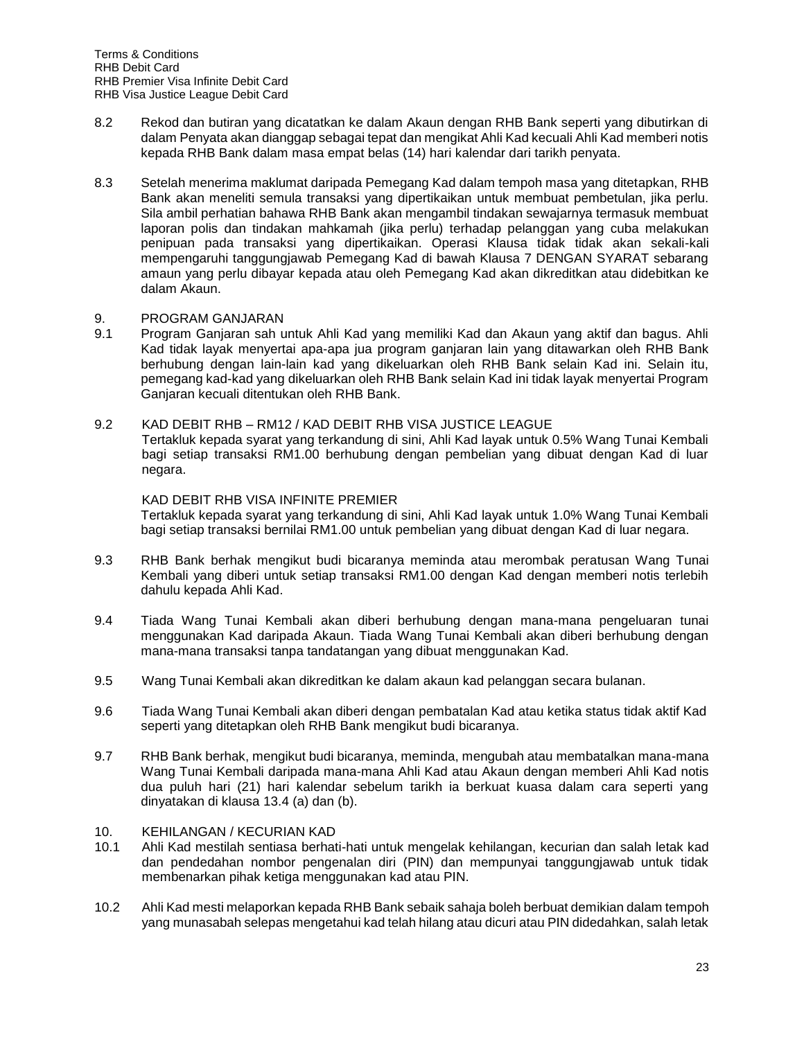8.2 Rekod dan butiran yang dicatatkan ke dalam Akaun dengan RHB Bank seperti yang dibutirkan di dalam Penyata akan dianggap sebagai tepat dan mengikat Ahli Kad kecuali Ahli Kad memberi notis kepada RHB Bank dalam masa empat belas (14) hari kalendar dari tarikh penyata.

8.3 Setelah menerima maklumat daripada Pemegang Kad dalam tempoh masa yang ditetapkan, RHB Bank akan meneliti semula transaksi yang dipertikaikan untuk membuat pembetulan, jika perlu. Sila ambil perhatian bahawa RHB Bank akan mengambil tindakan sewajarnya termasuk membuat laporan polis dan tindakan mahkamah (jika perlu) terhadap pelanggan yang cuba melakukan penipuan pada transaksi yang dipertikaikan. Operasi Klausa tidak tidak akan sekali-kali mempengaruhi tanggungjawab Pemegang Kad di bawah Klausa 7 DENGAN SYARAT sebarang amaun yang perlu dibayar kepada atau oleh Pemegang Kad akan dikreditkan atau didebitkan ke dalam Akaun.

## 9. PROGRAM GANJARAN

9.1 Program Ganjaran sah untuk Ahli Kad yang memiliki Kad dan Akaun yang aktif dan bagus. Ahli Kad tidak layak menyertai apa-apa jua program ganjaran lain yang ditawarkan oleh RHB Bank berhubung dengan lain-lain kad yang dikeluarkan oleh RHB Bank selain Kad ini. Selain itu, pemegang kad-kad yang dikeluarkan oleh RHB Bank selain Kad ini tidak layak menyertai Program Ganjaran kecuali ditentukan oleh RHB Bank.

9.2 KAD DEBIT RHB – RM12 / KAD DEBIT RHB VISA JUSTICE LEAGUE
Tertakluk kepada syarat yang terkandung di sini, Ahli Kad layak untuk 0.5% Wang Tunai Kembali bagi setiap transaksi RM1.00 berhubung dengan pembelian yang dibuat dengan Kad di luar negara.

KAD DEBIT RHB VISA INFINITE PREMIER
Tertakluk kepada syarat yang terkandung di sini, Ahli Kad layak untuk 1.0% Wang Tunai Kembali bagi setiap transaksi bernilai RM1.00 untuk pembelian yang dibuat dengan Kad di luar negara.

9.3 RHB Bank berhak mengikut budi bicaranya meminda atau merombak peratusan Wang Tunai Kembali yang diberi untuk setiap transaksi RM1.00 dengan Kad dengan memberi notis terlebih dahulu kepada Ahli Kad.

9.4 Tiada Wang Tunai Kembali akan diberi berhubung dengan mana-mana pengeluaran tunai menggunakan Kad daripada Akaun. Tiada Wang Tunai Kembali akan diberi berhubung dengan mana-mana transaksi tanpa tandatangan yang dibuat menggunakan Kad.

9.5 Wang Tunai Kembali akan dikreditkan ke dalam akaun kad pelanggan secara bulanan.

9.6 Tiada Wang Tunai Kembali akan diberi dengan pembatalan Kad atau ketika status tidak aktif Kad seperti yang ditetapkan oleh RHB Bank mengikut budi bicaranya.

9.7 RHB Bank berhak, mengikut budi bicaranya, meminda, mengubah atau membatalkan mana-mana Wang Tunai Kembali daripada mana-mana Ahli Kad atau Akaun dengan memberi Ahli Kad notis dua puluh hari (21) hari kalendar sebelum tarikh ia berkuat kuasa dalam cara seperti yang dinyatakan di klausa 13.4 (a) dan (b).

## 10. KEHILANGAN / KECURIAN KAD

10.1 Ahli Kad mestilah sentiasa berhati-hati untuk mengelak kehilangan, kecurian dan salah letak kad dan pendedahan nombor pengenalan diri (PIN) dan mempunyai tanggungjawab untuk tidak membenarkan pihak ketiga menggunakan kad atau PIN.

10.2 Ahli Kad mesti melaporkan kepada RHB Bank sebaik sahaja boleh berbuat demikian dalam tempoh yang munasabah selepas mengetahui kad telah hilang atau dicuri atau PIN didedahkan, salah letak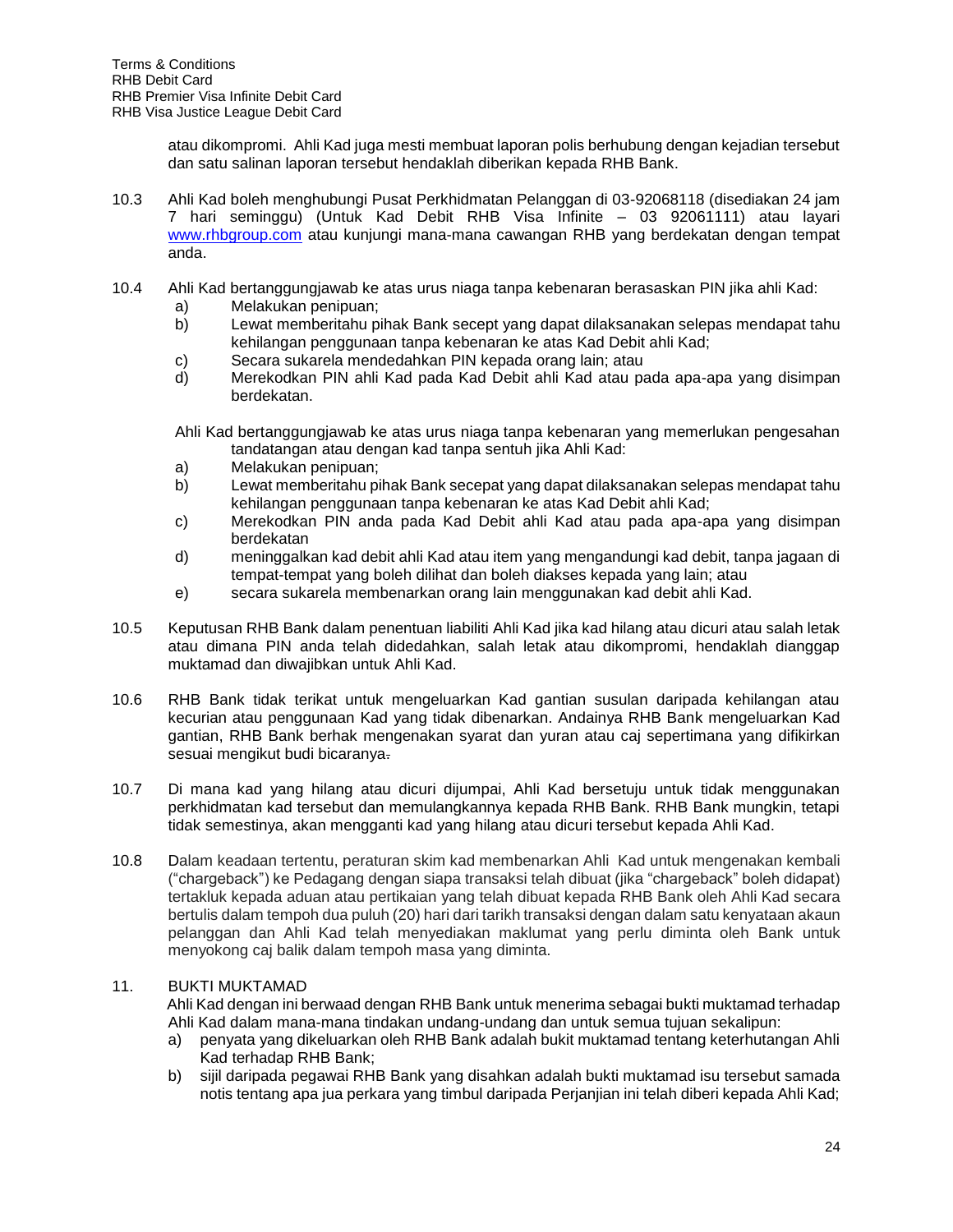atau dikompromi. Ahli Kad juga mesti membuat laporan polis berhubung dengan kejadian tersebut dan satu salinan laporan tersebut hendaklah diberikan kepada RHB Bank.

10.3 Ahli Kad boleh menghubungi Pusat Perkhidmatan Pelanggan di 03-92068118 (disediakan 24 jam 7 hari seminggu) (Untuk Kad Debit RHB Visa Infinite – 03 92061111) atau layari www.rhbgroup.com atau kunjungi mana-mana cawangan RHB yang berdekatan dengan tempat anda.

10.4 Ahli Kad bertanggungjawab ke atas urus niaga tanpa kebenaran berasaskan PIN jika ahli Kad:

a) Melakukan penipuan;
b) Lewat memberitahu pihak Bank secept yang dapat dilaksanakan selepas mendapat tahu kehilangan penggunaan tanpa kebenaran ke atas Kad Debit ahli Kad;
c) Secara sukarela mendedahkan PIN kepada orang lain; atau
d) Merekodkan PIN ahli Kad pada Kad Debit ahli Kad atau pada apa-apa yang disimpan berdekatan.

Ahli Kad bertanggungjawab ke atas urus niaga tanpa kebenaran yang memerlukan pengesahan tandatangan atau dengan kad tanpa sentuh jika Ahli Kad:

a) Melakukan penipuan;
b) Lewat memberitahu pihak Bank secepat yang dapat dilaksanakan selepas mendapat tahu kehilangan penggunaan tanpa kebenaran ke atas Kad Debit ahli Kad;
c) Merekodkan PIN anda pada Kad Debit ahli Kad atau pada apa-apa yang disimpan berdekatan
d) meninggalkan kad debit ahli Kad atau item yang mengandungi kad debit, tanpa jagaan di tempat-tempat yang boleh dilihat dan boleh diakses kepada yang lain; atau
e) secara sukarela membenarkan orang lain menggunakan kad debit ahli Kad.

10.5 Keputusan RHB Bank dalam penentuan liabiliti Ahli Kad jika kad hilang atau dicuri atau salah letak atau dimana PIN anda telah didedahkan, salah letak atau dikompromi, hendaklah dianggap muktamad dan diwajibkan untuk Ahli Kad.

10.6 RHB Bank tidak terikat untuk mengeluarkan Kad gantian susulan daripada kehilangan atau kecurian atau penggunaan Kad yang tidak dibenarkan. Andainya RHB Bank mengeluarkan Kad gantian, RHB Bank berhak mengenakan syarat dan yuran atau caj sepertimana yang difikirkan sesuai mengikut budi bicaranya.

10.7 Di mana kad yang hilang atau dicuri dijumpai, Ahli Kad bersetuju untuk tidak menggunakan perkhidmatan kad tersebut dan memulangkannya kepada RHB Bank. RHB Bank mungkin, tetapi tidak semestinya, akan mengganti kad yang hilang atau dicuri tersebut kepada Ahli Kad.

10.8 Dalam keadaan tertentu, peraturan skim kad membenarkan Ahli Kad untuk mengenakan kembali ("chargeback") ke Pedagang dengan siapa transaksi telah dibuat (jika "chargeback" boleh didapat) tertakluk kepada aduan atau pertikaian yang telah dibuat kepada RHB Bank oleh Ahli Kad secara bertulis dalam tempoh dua puluh (20) hari dari tarikh transaksi dengan dalam satu kenyataan akaun pelanggan dan Ahli Kad telah menyediakan maklumat yang perlu diminta oleh Bank untuk menyokong caj balik dalam tempoh masa yang diminta.

## 11. BUKTI MUKTAMAD

Ahli Kad dengan ini berwaad dengan RHB Bank untuk menerima sebagai bukti muktamad terhadap Ahli Kad dalam mana-mana tindakan undang-undang dan untuk semua tujuan sekalipun:

a) penyata yang dikeluarkan oleh RHB Bank adalah bukit muktamad tentang keterhutangan Ahli Kad terhadap RHB Bank;
b) sijil daripada pegawai RHB Bank yang disahkan adalah bukti muktamad isu tersebut samada notis tentang apa jua perkara yang timbul daripada Perjanjian ini telah diberi kepada Ahli Kad;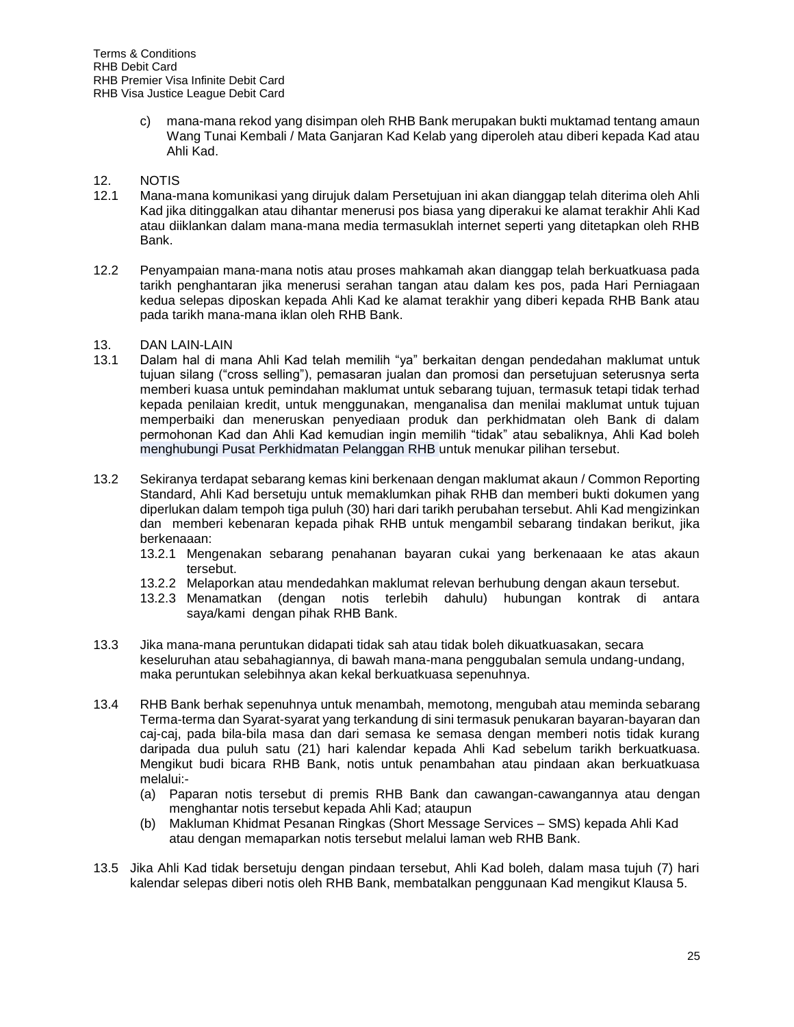c) mana-mana rekod yang disimpan oleh RHB Bank merupakan bukti muktamad tentang amaun Wang Tunai Kembali / Mata Ganjaran Kad Kelab yang diperoleh atau diberi kepada Kad atau Ahli Kad.

## 12. NOTIS

12.1 Mana-mana komunikasi yang dirujuk dalam Persetujuan ini akan dianggap telah diterima oleh Ahli Kad jika ditinggalkan atau dihantar menerusi pos biasa yang diperakui ke alamat terakhir Ahli Kad atau diiklankan dalam mana-mana media termasuklah internet seperti yang ditetapkan oleh RHB Bank.

12.2 Penyampaian mana-mana notis atau proses mahkamah akan dianggap telah berkuatkuasa pada tarikh penghantaran jika menerusi serahan tangan atau dalam kes pos, pada Hari Perniagaan kedua selepas diposkan kepada Ahli Kad ke alamat terakhir yang diberi kepada RHB Bank atau pada tarikh mana-mana iklan oleh RHB Bank.

## 13. DAN LAIN-LAIN

13.1 Dalam hal di mana Ahli Kad telah memilih "ya" berkaitan dengan pendedahan maklumat untuk tujuan silang ("cross selling"), pemasaran jualan dan promosi dan persetujuan seterusnya serta memberi kuasa untuk pemindahan maklumat untuk sebarang tujuan, termasuk tetapi tidak terhad kepada penilaian kredit, untuk menggunakan, menganalisa dan menilai maklumat untuk tujuan memperbaiki dan meneruskan penyediaan produk dan perkhidmatan oleh Bank di dalam permohonan Kad dan Ahli Kad kemudian ingin memilih "tidak" atau sebaliknya, Ahli Kad boleh menghubungi Pusat Perkhidmatan Pelanggan RHB untuk menukar pilihan tersebut.

13.2 Sekiranya terdapat sebarang kemas kini berkenaan dengan maklumat akaun / Common Reporting Standard, Ahli Kad bersetuju untuk memaklumkan pihak RHB dan memberi bukti dokumen yang diperlukan dalam tempoh tiga puluh (30) hari dari tarikh perubahan tersebut. Ahli Kad mengizinkan dan memberi kebenaran kepada pihak RHB untuk mengambil sebarang tindakan berikut, jika berkenaaan:

13.2.1 Mengenakan sebarang penahanan bayaran cukai yang berkenaaan ke atas akaun tersebut.

13.2.2 Melaporkan atau mendedahkan maklumat relevan berhubung dengan akaun tersebut.

13.2.3 Menamatkan (dengan notis terlebih dahulu) hubungan kontrak di antara saya/kami dengan pihak RHB Bank.

13.3 Jika mana-mana peruntukan didapati tidak sah atau tidak boleh dikuatkuasakan, secara keseluruhan atau sebahagiannya, di bawah mana-mana penggubalan semula undang-undang, maka peruntukan selebihnya akan kekal berkuatkuasa sepenuhnya.

13.4 RHB Bank berhak sepenuhnya untuk menambah, memotong, mengubah atau meminda sebarang Terma-terma dan Syarat-syarat yang terkandung di sini termasuk penukaran bayaran-bayaran dan caj-caj, pada bila-bila masa dan dari semasa ke semasa dengan memberi notis tidak kurang daripada dua puluh satu (21) hari kalendar kepada Ahli Kad sebelum tarikh berkuatkuasa. Mengikut budi bicara RHB Bank, notis untuk penambahan atau pindaan akan berkuatkuasa melalui:-

(a) Paparan notis tersebut di premis RHB Bank dan cawangan-cawangannya atau dengan menghantar notis tersebut kepada Ahli Kad; ataupun

(b) Makluman Khidmat Pesanan Ringkas (Short Message Services – SMS) kepada Ahli Kad atau dengan memaparkan notis tersebut melalui laman web RHB Bank.

13.5 Jika Ahli Kad tidak bersetuju dengan pindaan tersebut, Ahli Kad boleh, dalam masa tujuh (7) hari kalendar selepas diberi notis oleh RHB Bank, membatalkan penggunaan Kad mengikut Klausa 5.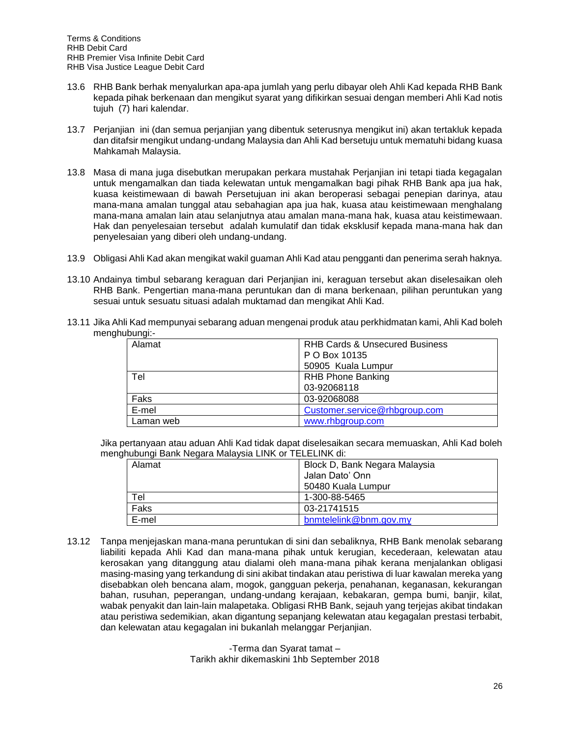13.6 RHB Bank berhak menyalurkan apa-apa jumlah yang perlu dibayar oleh Ahli Kad kepada RHB Bank kepada pihak berkenaan dan mengikut syarat yang difikirkan sesuai dengan memberi Ahli Kad notis tujuh (7) hari kalendar.

13.7 Perjanjian ini (dan semua perjanjian yang dibentuk seterusnya mengikut ini) akan tertakluk kepada dan ditafsir mengikut undang-undang Malaysia dan Ahli Kad bersetuju untuk mematuhi bidang kuasa Mahkamah Malaysia.

13.8 Masa di mana juga disebutkan merupakan perkara mustahak Perjanjian ini tetapi tiada kegagalan untuk mengamalkan dan tiada kelewatan untuk mengamalkan bagi pihak RHB Bank apa jua hak, kuasa keistimewaan di bawah Persetujuan ini akan beroperasi sebagai penepian darinya, atau mana-mana amalan tunggal atau sebahagian apa jua hak, kuasa atau keistimewaan menghalang mana-mana amalan lain atau selanjutnya atau amalan mana-mana hak, kuasa atau keistimewaan. Hak dan penyelesaian tersebut adalah kumulatif dan tidak eksklusif kepada mana-mana hak dan penyelesaian yang diberi oleh undang-undang.

13.9 Obligasi Ahli Kad akan mengikat wakil guaman Ahli Kad atau pengganti dan penerima serah haknya.

13.10 Andainya timbul sebarang keraguan dari Perjanjian ini, keraguan tersebut akan diselesaikan oleh RHB Bank. Pengertian mana-mana peruntukan dan di mana berkenaan, pilihan peruntukan yang sesuai untuk sesuatu situasi adalah muktamad dan mengikat Ahli Kad.

13.11 Jika Ahli Kad mempunyai sebarang aduan mengenai produk atau perkhidmatan kami, Ahli Kad boleh menghubungi:-

| | |
|---|---|
| Alamat | RHB Cards & Unsecured Business<br>P O Box 10135<br>50905 Kuala Lumpur |
| Tel | RHB Phone Banking<br>03-92068118 |
| Faks | 03-92068088 |
| E-mel | Customer.service@rhbgroup.com |
| Laman web | www.rhbgroup.com |

Jika pertanyaan atau aduan Ahli Kad tidak dapat diselesaikan secara memuaskan, Ahli Kad boleh menghubungi Bank Negara Malaysia LINK or TELELINK di:

| | |
|---|---|
| Alamat | Block D, Bank Negara Malaysia<br>Jalan Dato' Onn<br>50480 Kuala Lumpur |
| Tel | 1-300-88-5465 |
| Faks | 03-21741515 |
| E-mel | bnmtelelink@bnm.gov.my |

13.12 Tanpa menjejaskan mana-mana peruntukan di sini dan sebaliknya, RHB Bank menolak sebarang liabiliti kepada Ahli Kad dan mana-mana pihak untuk kerugian, kecederaan, kelewatan atau kerosakan yang ditanggung atau dialami oleh mana-mana pihak kerana menjalankan obligasi masing-masing yang terkandung di sini akibat tindakan atau peristiwa di luar kawalan mereka yang disebabkan oleh bencana alam, mogok, gangguan pekerja, penahanan, keganasan, kekurangan bahan, rusuhan, peperangan, undang-undang kerajaan, kebakaran, gempa bumi, banjir, kilat, wabak penyakit dan lain-lain malapetaka. Obligasi RHB Bank, sejauh yang terjejas akibat tindakan atau peristiwa sedemikian, akan digantung sepanjang kelewatan atau kegagalan prestasi terbabit, dan kelewatan atau kegagalan ini bukanlah melanggar Perjanjian.

-Terma dan Syarat tamat –

Tarikh akhir dikemaskini 1hb September 2018